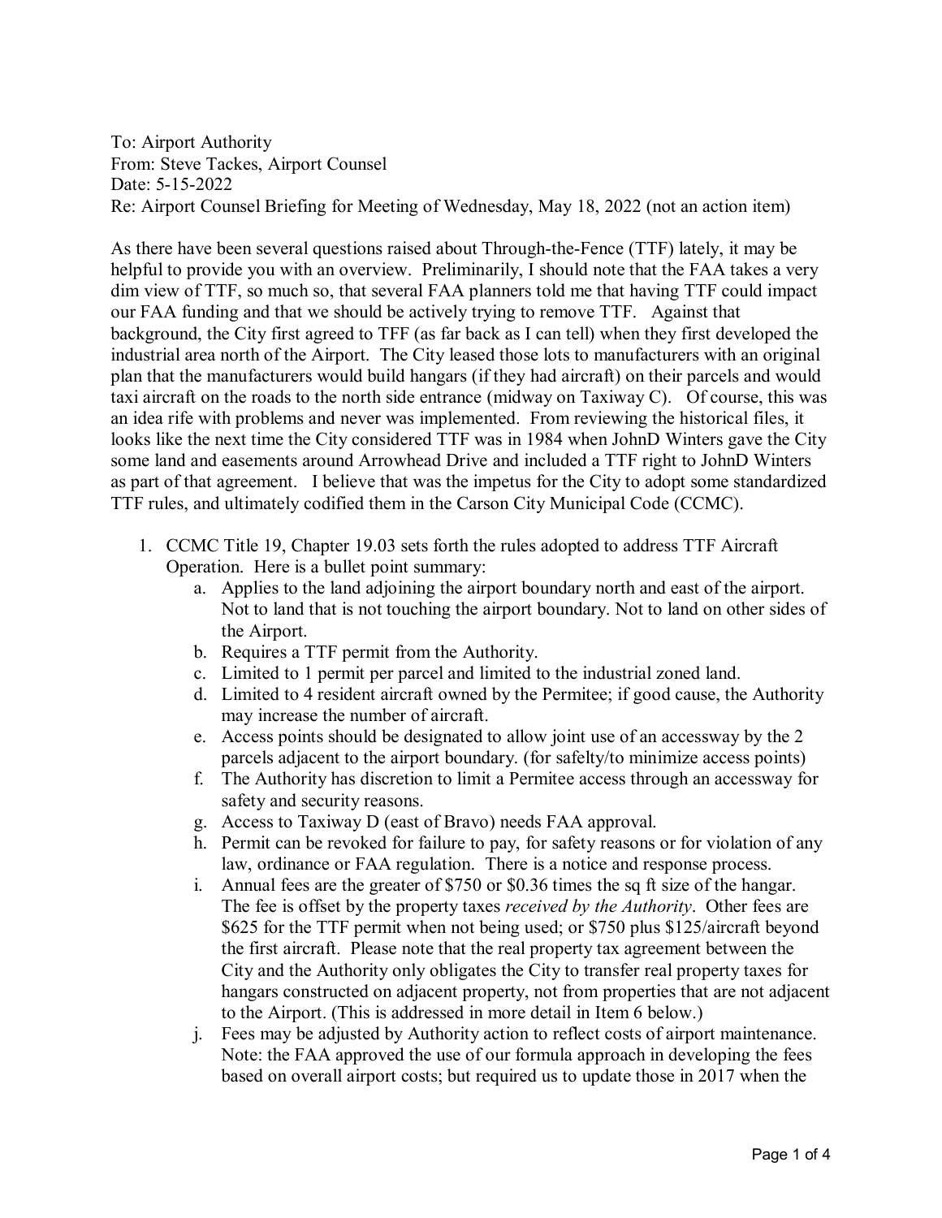To: Airport Authority
From: Steve Tackes, Airport Counsel
Date: 5-15-2022
Re: Airport Counsel Briefing for Meeting of Wednesday, May 18, 2022 (not an action item)

As there have been several questions raised about Through-the-Fence (TTF) lately, it may be helpful to provide you with an overview. Preliminarily, I should note that the FAA takes a very dim view of TTF, so much so, that several FAA planners told me that having TTF could impact our FAA funding and that we should be actively trying to remove TTF. Against that background, the City first agreed to TFF (as far back as I can tell) when they first developed the industrial area north of the Airport. The City leased those lots to manufacturers with an original plan that the manufacturers would build hangars (if they had aircraft) on their parcels and would taxi aircraft on the roads to the north side entrance (midway on Taxiway C). Of course, this was an idea rife with problems and never was implemented. From reviewing the historical files, it looks like the next time the City considered TTF was in 1984 when JohnD Winters gave the City some land and easements around Arrowhead Drive and included a TTF right to JohnD Winters as part of that agreement. I believe that was the impetus for the City to adopt some standardized TTF rules, and ultimately codified them in the Carson City Municipal Code (CCMC).

1. CCMC Title 19, Chapter 19.03 sets forth the rules adopted to address TTF Aircraft Operation. Here is a bullet point summary:
   a. Applies to the land adjoining the airport boundary north and east of the airport. Not to land that is not touching the airport boundary. Not to land on other sides of the Airport.
   b. Requires a TTF permit from the Authority.
   c. Limited to 1 permit per parcel and limited to the industrial zoned land.
   d. Limited to 4 resident aircraft owned by the Permitee; if good cause, the Authority may increase the number of aircraft.
   e. Access points should be designated to allow joint use of an accessway by the 2 parcels adjacent to the airport boundary. (for safelty/to minimize access points)
   f. The Authority has discretion to limit a Permitee access through an accessway for safety and security reasons.
   g. Access to Taxiway D (east of Bravo) needs FAA approval.
   h. Permit can be revoked for failure to pay, for safety reasons or for violation of any law, ordinance or FAA regulation. There is a notice and response process.
   i. Annual fees are the greater of $750 or $0.36 times the sq ft size of the hangar. The fee is offset by the property taxes *received by the Authority*. Other fees are $625 for the TTF permit when not being used; or $750 plus $125/aircraft beyond the first aircraft. Please note that the real property tax agreement between the City and the Authority only obligates the City to transfer real property taxes for hangars constructed on adjacent property, not from properties that are not adjacent to the Airport. (This is addressed in more detail in Item 6 below.)
   j. Fees may be adjusted by Authority action to reflect costs of airport maintenance. Note: the FAA approved the use of our formula approach in developing the fees based on overall airport costs; but required us to update those in 2017 when the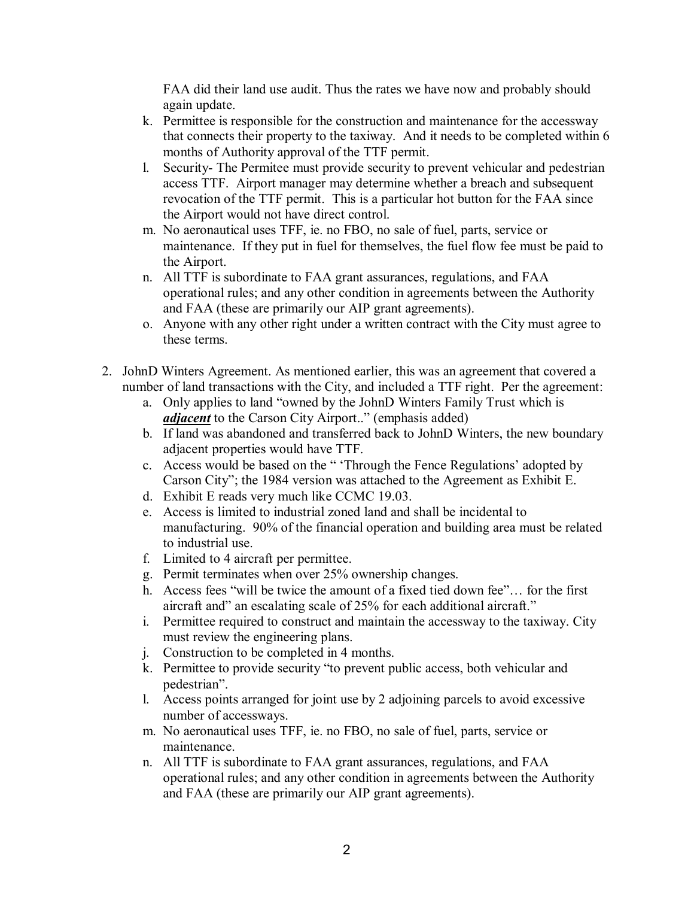FAA did their land use audit. Thus the rates we have now and probably should again update.

k. Permittee is responsible for the construction and maintenance for the accessway that connects their property to the taxiway. And it needs to be completed within 6 months of Authority approval of the TTF permit.
l. Security- The Permitee must provide security to prevent vehicular and pedestrian access TTF. Airport manager may determine whether a breach and subsequent revocation of the TTF permit. This is a particular hot button for the FAA since the Airport would not have direct control.
m. No aeronautical uses TFF, ie. no FBO, no sale of fuel, parts, service or maintenance. If they put in fuel for themselves, the fuel flow fee must be paid to the Airport.
n. All TTF is subordinate to FAA grant assurances, regulations, and FAA operational rules; and any other condition in agreements between the Authority and FAA (these are primarily our AIP grant agreements).
o. Anyone with any other right under a written contract with the City must agree to these terms.

2. JohnD Winters Agreement. As mentioned earlier, this was an agreement that covered a number of land transactions with the City, and included a TTF right. Per the agreement:
   a. Only applies to land "owned by the JohnD Winters Family Trust which is ***adjacent*** to the Carson City Airport.." (emphasis added)
   b. If land was abandoned and transferred back to JohnD Winters, the new boundary adjacent properties would have TTF.
   c. Access would be based on the " 'Through the Fence Regulations' adopted by Carson City"; the 1984 version was attached to the Agreement as Exhibit E.
   d. Exhibit E reads very much like CCMC 19.03.
   e. Access is limited to industrial zoned land and shall be incidental to manufacturing. 90% of the financial operation and building area must be related to industrial use.
   f. Limited to 4 aircraft per permittee.
   g. Permit terminates when over 25% ownership changes.
   h. Access fees "will be twice the amount of a fixed tied down fee"… for the first aircraft and" an escalating scale of 25% for each additional aircraft."
   i. Permittee required to construct and maintain the accessway to the taxiway. City must review the engineering plans.
   j. Construction to be completed in 4 months.
   k. Permittee to provide security "to prevent public access, both vehicular and pedestrian".
   l. Access points arranged for joint use by 2 adjoining parcels to avoid excessive number of accessways.
   m. No aeronautical uses TFF, ie. no FBO, no sale of fuel, parts, service or maintenance.
   n. All TTF is subordinate to FAA grant assurances, regulations, and FAA operational rules; and any other condition in agreements between the Authority and FAA (these are primarily our AIP grant agreements).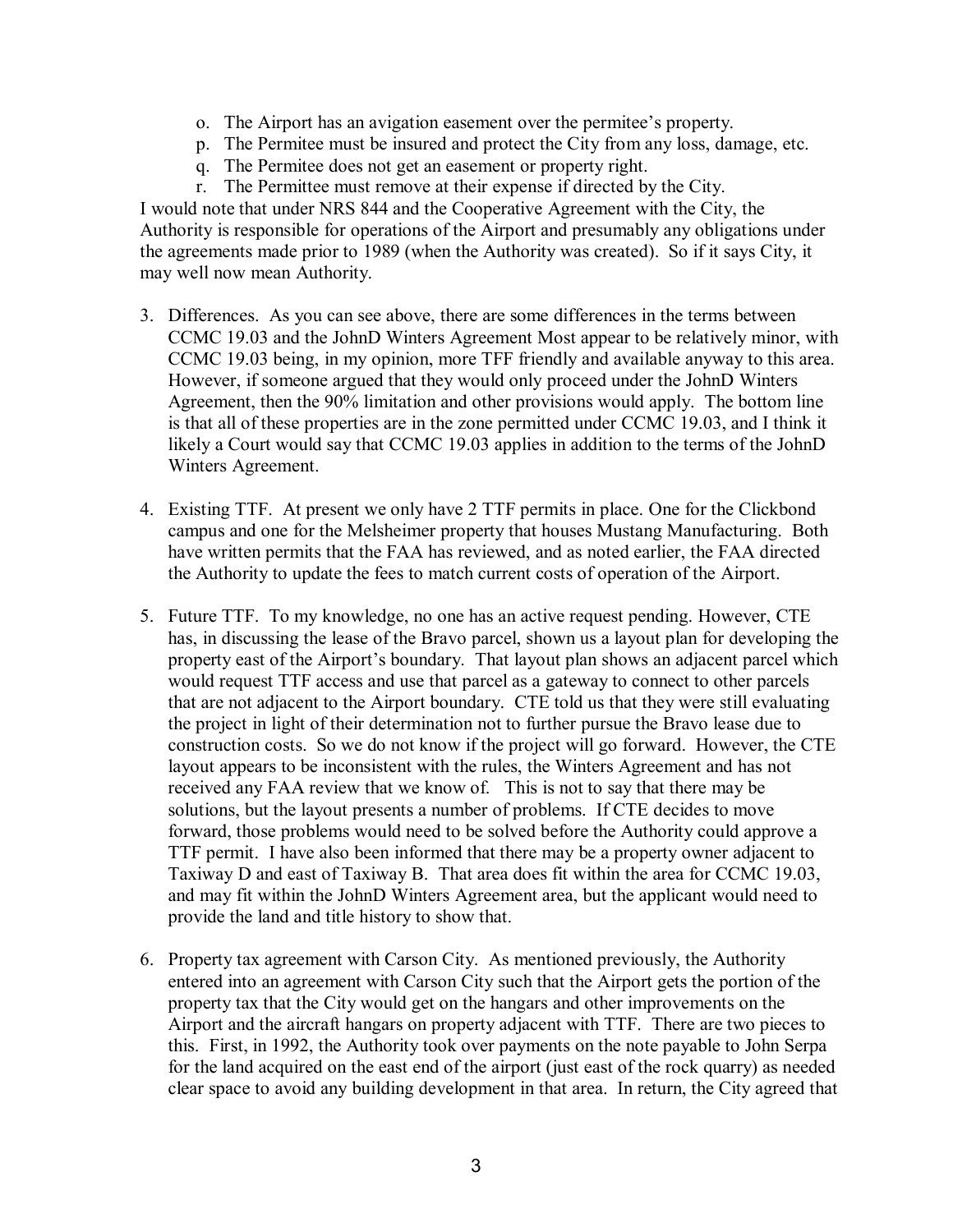o. The Airport has an avigation easement over the permitee's property.
p. The Permitee must be insured and protect the City from any loss, damage, etc.
q. The Permitee does not get an easement or property right.
r. The Permittee must remove at their expense if directed by the City.

I would note that under NRS 844 and the Cooperative Agreement with the City, the Authority is responsible for operations of the Airport and presumably any obligations under the agreements made prior to 1989 (when the Authority was created). So if it says City, it may well now mean Authority.

3. Differences. As you can see above, there are some differences in the terms between CCMC 19.03 and the JohnD Winters Agreement Most appear to be relatively minor, with CCMC 19.03 being, in my opinion, more TFF friendly and available anyway to this area. However, if someone argued that they would only proceed under the JohnD Winters Agreement, then the 90% limitation and other provisions would apply. The bottom line is that all of these properties are in the zone permitted under CCMC 19.03, and I think it likely a Court would say that CCMC 19.03 applies in addition to the terms of the JohnD Winters Agreement.

4. Existing TTF. At present we only have 2 TTF permits in place. One for the Clickbond campus and one for the Melsheimer property that houses Mustang Manufacturing. Both have written permits that the FAA has reviewed, and as noted earlier, the FAA directed the Authority to update the fees to match current costs of operation of the Airport.

5. Future TTF. To my knowledge, no one has an active request pending. However, CTE has, in discussing the lease of the Bravo parcel, shown us a layout plan for developing the property east of the Airport's boundary. That layout plan shows an adjacent parcel which would request TTF access and use that parcel as a gateway to connect to other parcels that are not adjacent to the Airport boundary. CTE told us that they were still evaluating the project in light of their determination not to further pursue the Bravo lease due to construction costs. So we do not know if the project will go forward. However, the CTE layout appears to be inconsistent with the rules, the Winters Agreement and has not received any FAA review that we know of. This is not to say that there may be solutions, but the layout presents a number of problems. If CTE decides to move forward, those problems would need to be solved before the Authority could approve a TTF permit. I have also been informed that there may be a property owner adjacent to Taxiway D and east of Taxiway B. That area does fit within the area for CCMC 19.03, and may fit within the JohnD Winters Agreement area, but the applicant would need to provide the land and title history to show that.

6. Property tax agreement with Carson City. As mentioned previously, the Authority entered into an agreement with Carson City such that the Airport gets the portion of the property tax that the City would get on the hangars and other improvements on the Airport and the aircraft hangars on property adjacent with TTF. There are two pieces to this. First, in 1992, the Authority took over payments on the note payable to John Serpa for the land acquired on the east end of the airport (just east of the rock quarry) as needed clear space to avoid any building development in that area. In return, the City agreed that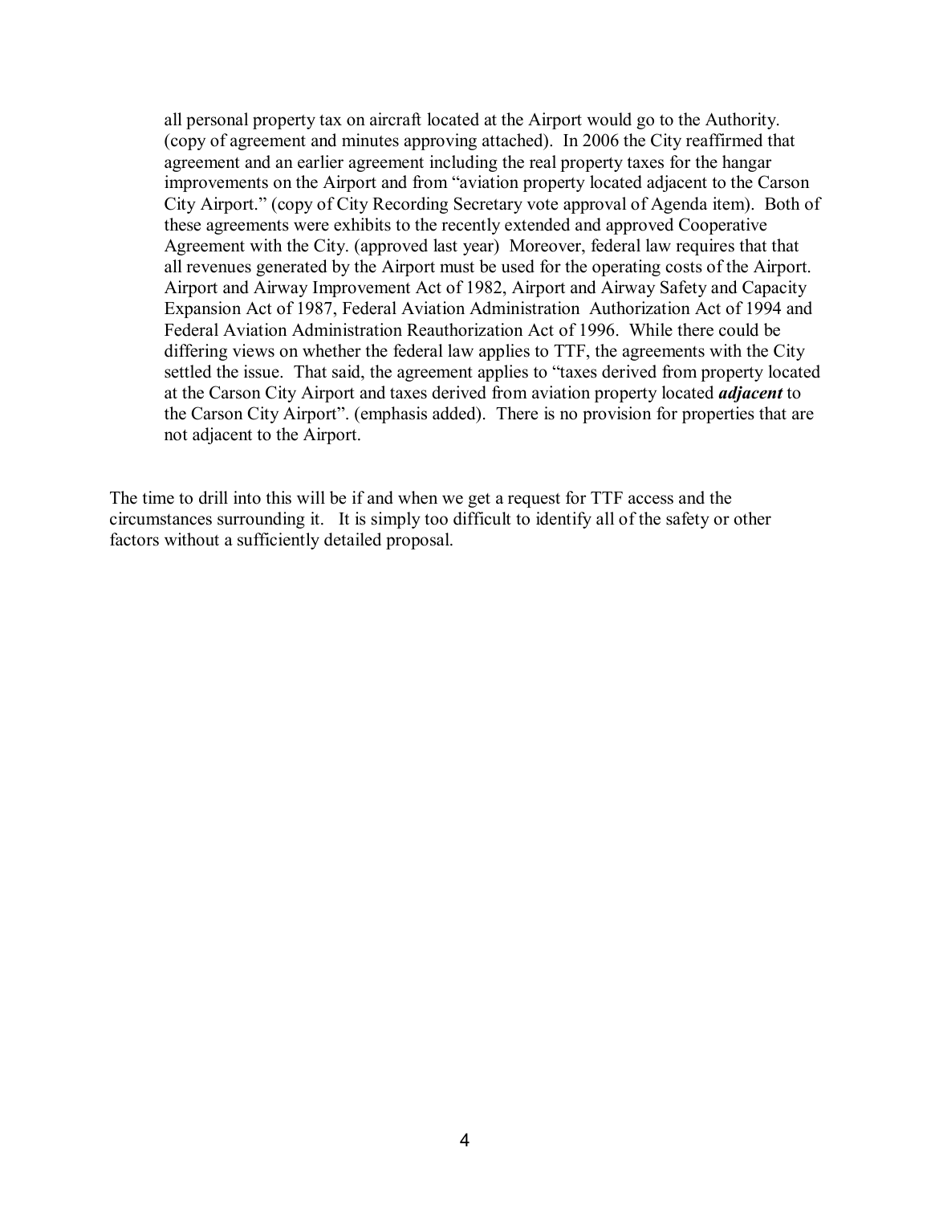all personal property tax on aircraft located at the Airport would go to the Authority. (copy of agreement and minutes approving attached). In 2006 the City reaffirmed that agreement and an earlier agreement including the real property taxes for the hangar improvements on the Airport and from "aviation property located adjacent to the Carson City Airport." (copy of City Recording Secretary vote approval of Agenda item). Both of these agreements were exhibits to the recently extended and approved Cooperative Agreement with the City. (approved last year) Moreover, federal law requires that that all revenues generated by the Airport must be used for the operating costs of the Airport. Airport and Airway Improvement Act of 1982, Airport and Airway Safety and Capacity Expansion Act of 1987, Federal Aviation Administration Authorization Act of 1994 and Federal Aviation Administration Reauthorization Act of 1996. While there could be differing views on whether the federal law applies to TTF, the agreements with the City settled the issue. That said, the agreement applies to "taxes derived from property located at the Carson City Airport and taxes derived from aviation property located ***adjacent*** to the Carson City Airport". (emphasis added). There is no provision for properties that are not adjacent to the Airport.

The time to drill into this will be if and when we get a request for TTF access and the circumstances surrounding it. It is simply too difficult to identify all of the safety or other factors without a sufficiently detailed proposal.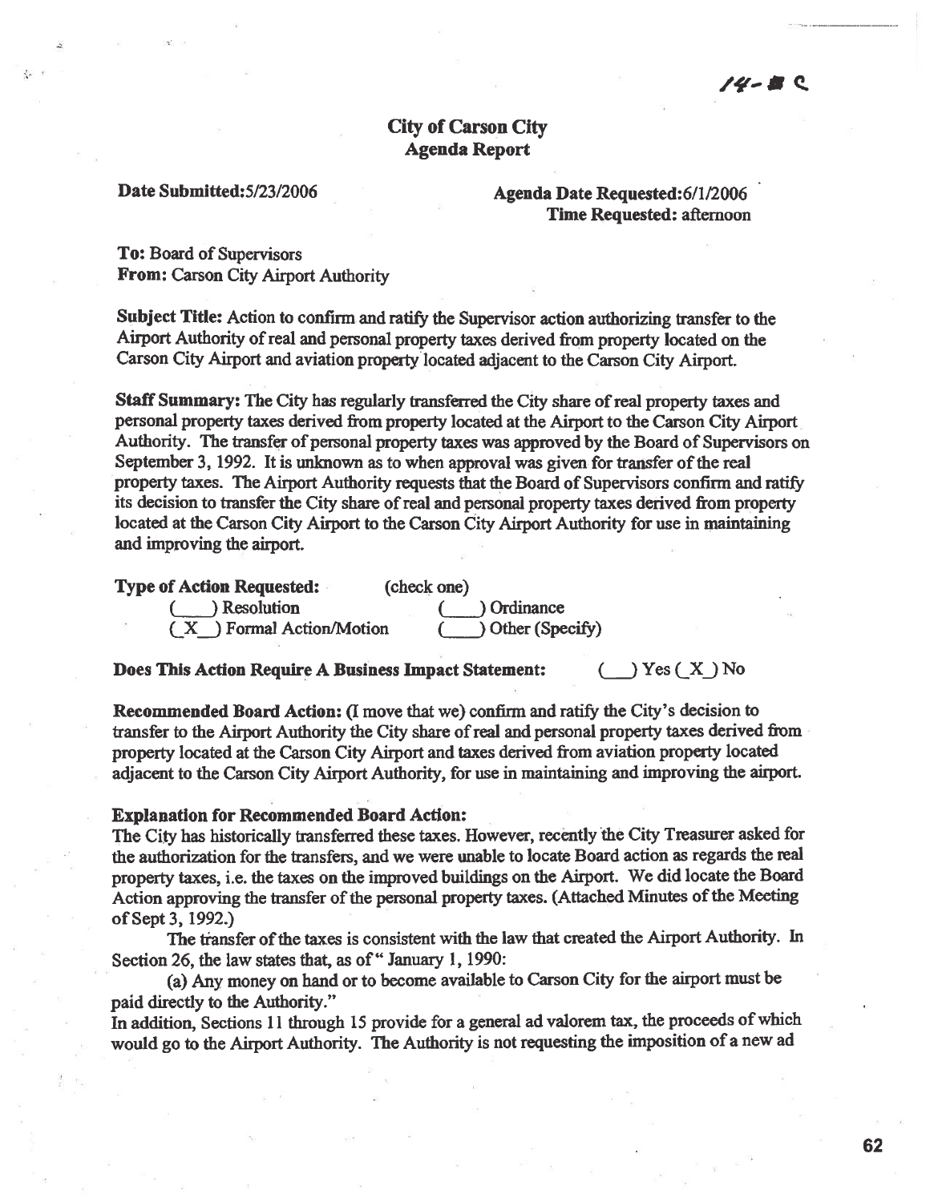14-■ C

## City of Carson City
## Agenda Report

**Date Submitted:** 5/23/2006

**Agenda Date Requested:** 6/1/2006
**Time Requested:** afternoon

**To:** Board of Supervisors
**From:** Carson City Airport Authority

**Subject Title:** Action to confirm and ratify the Supervisor action authorizing transfer to the Airport Authority of real and personal property taxes derived from property located on the Carson City Airport and aviation property located adjacent to the Carson City Airport.

**Staff Summary:** The City has regularly transferred the City share of real property taxes and personal property taxes derived from property located at the Airport to the Carson City Airport Authority. The transfer of personal property taxes was approved by the Board of Supervisors on September 3, 1992. It is unknown as to when approval was given for transfer of the real property taxes. The Airport Authority requests that the Board of Supervisors confirm and ratify its decision to transfer the City share of real and personal property taxes derived from property located at the Carson City Airport to the Carson City Airport Authority for use in maintaining and improving the airport.

**Type of Action Requested:** (check one)

(\_\_\_\_) Resolution (\_\_\_\_) Ordinance
(\_X\_) Formal Action/Motion (\_\_\_\_) Other (Specify)

**Does This Action Require A Business Impact Statement:** (\_\_\_) Yes (\_X\_) No

**Recommended Board Action:** (I move that we) confirm and ratify the City's decision to transfer to the Airport Authority the City share of real and personal property taxes derived from property located at the Carson City Airport and taxes derived from aviation property located adjacent to the Carson City Airport Authority, for use in maintaining and improving the airport.

**Explanation for Recommended Board Action:**

The City has historically transferred these taxes. However, recently the City Treasurer asked for the authorization for the transfers, and we were unable to locate Board action as regards the real property taxes, i.e. the taxes on the improved buildings on the Airport. We did locate the Board Action approving the transfer of the personal property taxes. (Attached Minutes of the Meeting of Sept 3, 1992.)

The transfer of the taxes is consistent with the law that created the Airport Authority. In Section 26, the law states that, as of " January 1, 1990:

(a) Any money on hand or to become available to Carson City for the airport must be paid directly to the Authority."

In addition, Sections 11 through 15 provide for a general ad valorem tax, the proceeds of which would go to the Airport Authority. The Authority is not requesting the imposition of a new ad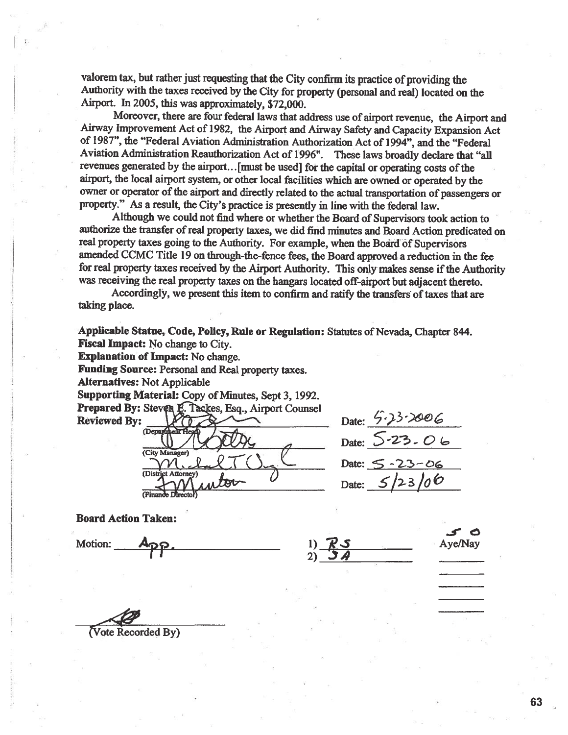valorem tax, but rather just requesting that the City confirm its practice of providing the Authority with the taxes received by the City for property (personal and real) located on the Airport. In 2005, this was approximately, $72,000.

Moreover, there are four federal laws that address use of airport revenue, the Airport and Airway Improvement Act of 1982, the Airport and Airway Safety and Capacity Expansion Act of 1987", the "Federal Aviation Administration Authorization Act of 1994", and the "Federal Aviation Administration Reauthorization Act of 1996". These laws broadly declare that "all revenues generated by the airport…[must be used] for the capital or operating costs of the airport, the local airport system, or other local facilities which are owned or operated by the owner or operator of the airport and directly related to the actual transportation of passengers or property." As a result, the City's practice is presently in line with the federal law.

Although we could not find where or whether the Board of Supervisors took action to authorize the transfer of real property taxes, we did find minutes and Board Action predicated on real property taxes going to the Authority. For example, when the Board of Supervisors amended CCMC Title 19 on through-the-fence fees, the Board approved a reduction in the fee for real property taxes received by the Airport Authority. This only makes sense if the Authority was receiving the real property taxes on the hangars located off-airport but adjacent thereto.

Accordingly, we present this item to confirm and ratify the transfers of taxes that are taking place.

**Applicable Statue, Code, Policy, Rule or Regulation:** Statutes of Nevada, Chapter 844.
**Fiscal Impact:** No change to City.
**Explanation of Impact:** No change.
**Funding Source:** Personal and Real property taxes.
**Alternatives:** Not Applicable
**Supporting Material:** Copy of Minutes, Sept 3, 1992.
**Prepared By:** Steven E. Tackes, Esq., Airport Counsel
**Reviewed By:**

| | |
|---|---|
| (Department Head) | Date: 5-23-2006 |
| (City Manager) | Date: 5-23-06 |
| (District Attorney) | Date: 5-23-06 |
| (Finance Director) | Date: 5/23/06 |

**Board Action Taken:**

Motion: App.

1) RS
2) SA

5 0
Aye/Nay

_______________
(Vote Recorded By)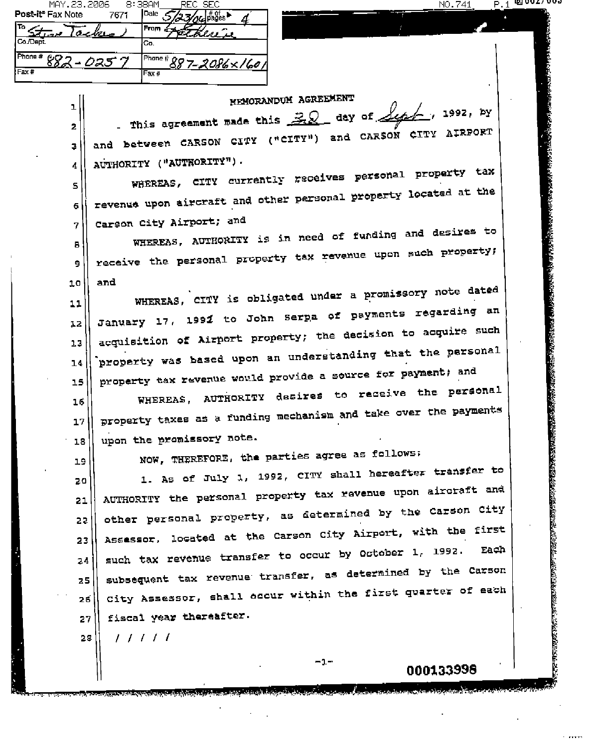| Post-it® Fax Note 7671 | Date 5/23/06 | # of pages ▶ 4 |
| --- | --- | --- |
| To Steve Tackes | From Katherine | |
| Co./Dept. | Co. | |
| Phone # 882-0257 | Phone # 887-2086 x 1601 | |
| Fax # | Fax # | |

# MEMORANDUM AGREEMENT

This agreement made this 30 day of Sept, 1992, by and between CARSON CITY ("CITY") and CARSON CITY AIRPORT AUTHORITY ("AUTHORITY").

WHEREAS, CITY currently receives personal property tax revenue upon aircraft and other personal property located at the Carson City Airport; and

WHEREAS, AUTHORITY is in need of funding and desires to receive the personal property tax revenue upon such property; and

WHEREAS, CITY is obligated under a promissory note dated January 17, 1992 to John Serpa of payments regarding an acquisition of Airport property; the decision to acquire such property was based upon an understanding that the personal property tax revenue would provide a source for payment; and

WHEREAS, AUTHORITY desires to receive the personal property taxes as a funding mechanism and take over the payments upon the promissory note.

NOW, THEREFORE, the parties agree as follows:

1. As of July 1, 1992, CITY shall hereafter transfer to AUTHORITY the personal property tax revenue upon aircraft and other personal property, as determined by the Carson City Assessor, located at the Carson City Airport, with the first such tax revenue transfer to occur by October 1, 1992. Each subsequent tax revenue transfer, as determined by the Carson City Assessor, shall occur within the first quarter of each fiscal year thereafter.

/ / / / /

000133996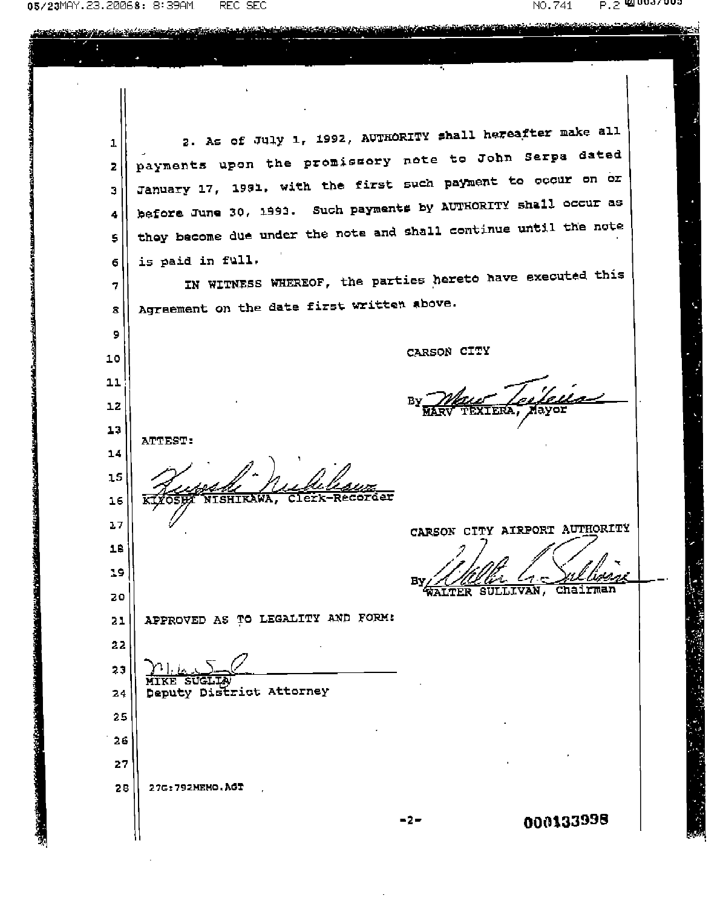2. As of July 1, 1992, AUTHORITY shall hereafter make all payments upon the promissory note to John Serpa dated January 17, 1991, with the first such payment to occur on or before June 30, 1993. Such payments by AUTHORITY shall occur as they become due under the note and shall continue until the note is paid in full.

IN WITNESS WHEREOF, the parties hereto have executed this Agreement on the date first written above.

CARSON CITY

By ______________________
MARV TEXIERA, Mayor

ATTEST:

______________________
KIYOSHI NISHIKAWA, Clerk-Recorder

CARSON CITY AIRPORT AUTHORITY

By ______________________
WALTER SULLIVAN, Chairman

APPROVED AS TO LEGALITY AND FORM:

______________________
MIKE SUGLIA
Deputy District Attorney

27G:792MEMO.AGT

000133998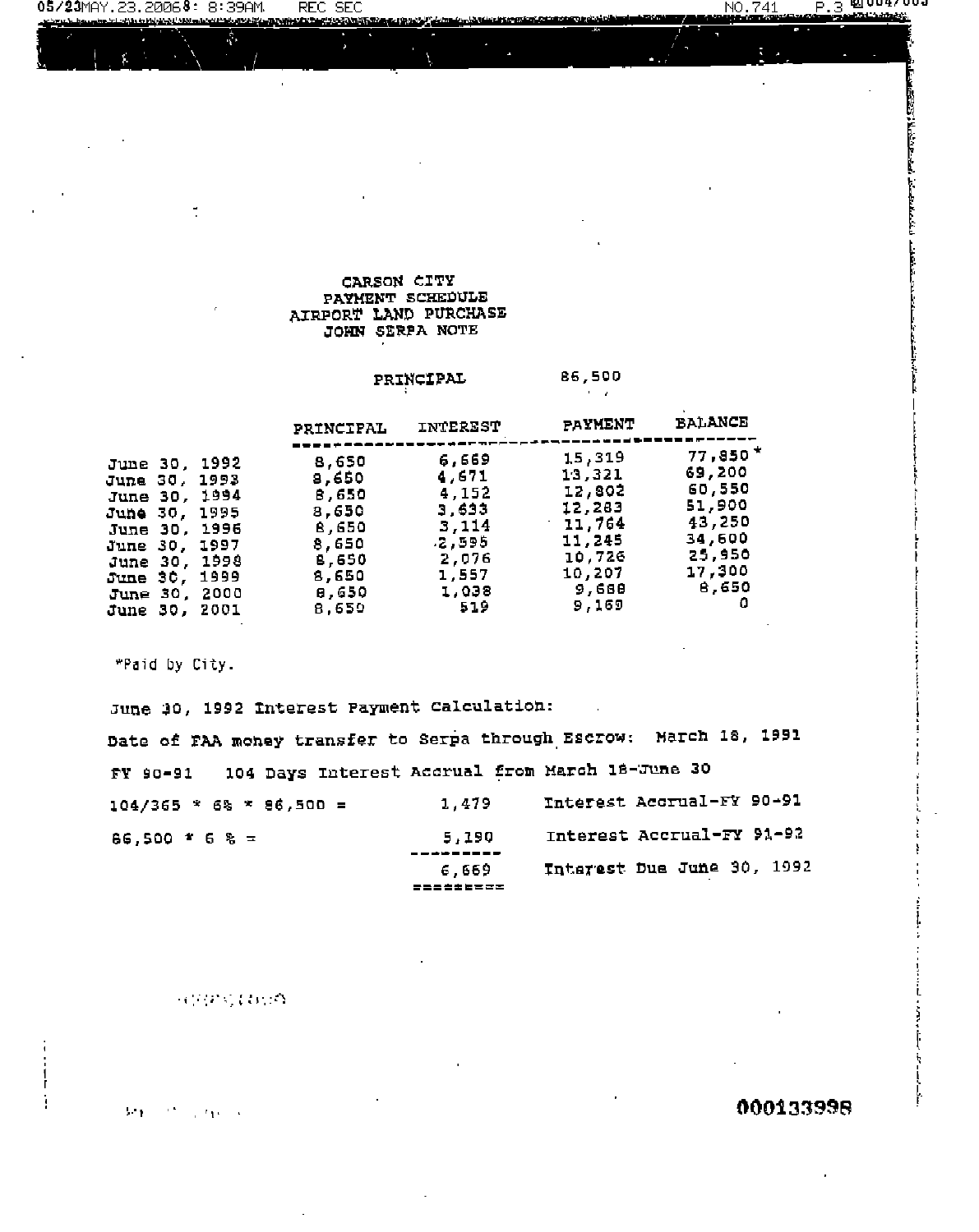CARSON CITY
PAYMENT SCHEDULE
AIRPORT LAND PURCHASE
JOHN SERPA NOTE

PRINCIPAL 86,500

| | PRINCIPAL | INTEREST | PAYMENT | BALANCE |
|---|---|---|---|---|
| June 30, 1992 | 8,650 | 6,669 | 15,319 | 77,850 * |
| June 30, 1993 | 8,650 | 4,671 | 13,321 | 69,200 |
| June 30, 1994 | 8,650 | 4,152 | 12,802 | 60,550 |
| June 30, 1995 | 8,650 | 3,633 | 12,283 | 51,900 |
| June 30, 1996 | 8,650 | 3,114 | 11,764 | 43,250 |
| June 30, 1997 | 8,650 | 2,595 | 11,245 | 34,600 |
| June 30, 1998 | 8,650 | 2,076 | 10,726 | 25,950 |
| June 30, 1999 | 8,650 | 1,557 | 10,207 | 17,300 |
| June 30, 2000 | 8,650 | 1,038 | 9,688 | 8,650 |
| June 30, 2001 | 8,650 | 519 | 9,169 | 0 |

*Paid by City.

June 30, 1992 Interest Payment Calculation:

Date of FAA money transfer to Serpa through Escrow: March 18, 1991

FY 90-91 104 Days Interest Accrual from March 18-June 30

| | | |
|---|---|---|
| 104/365 * 6% * 86,500 = | 1,479 | Interest Accrual-FY 90-91 |
| 86,500 * 6 % = | 5,190 | Interest Accrual-FY 91-92 |
| | 6,669 | Interest Due June 30, 1992 |

000133998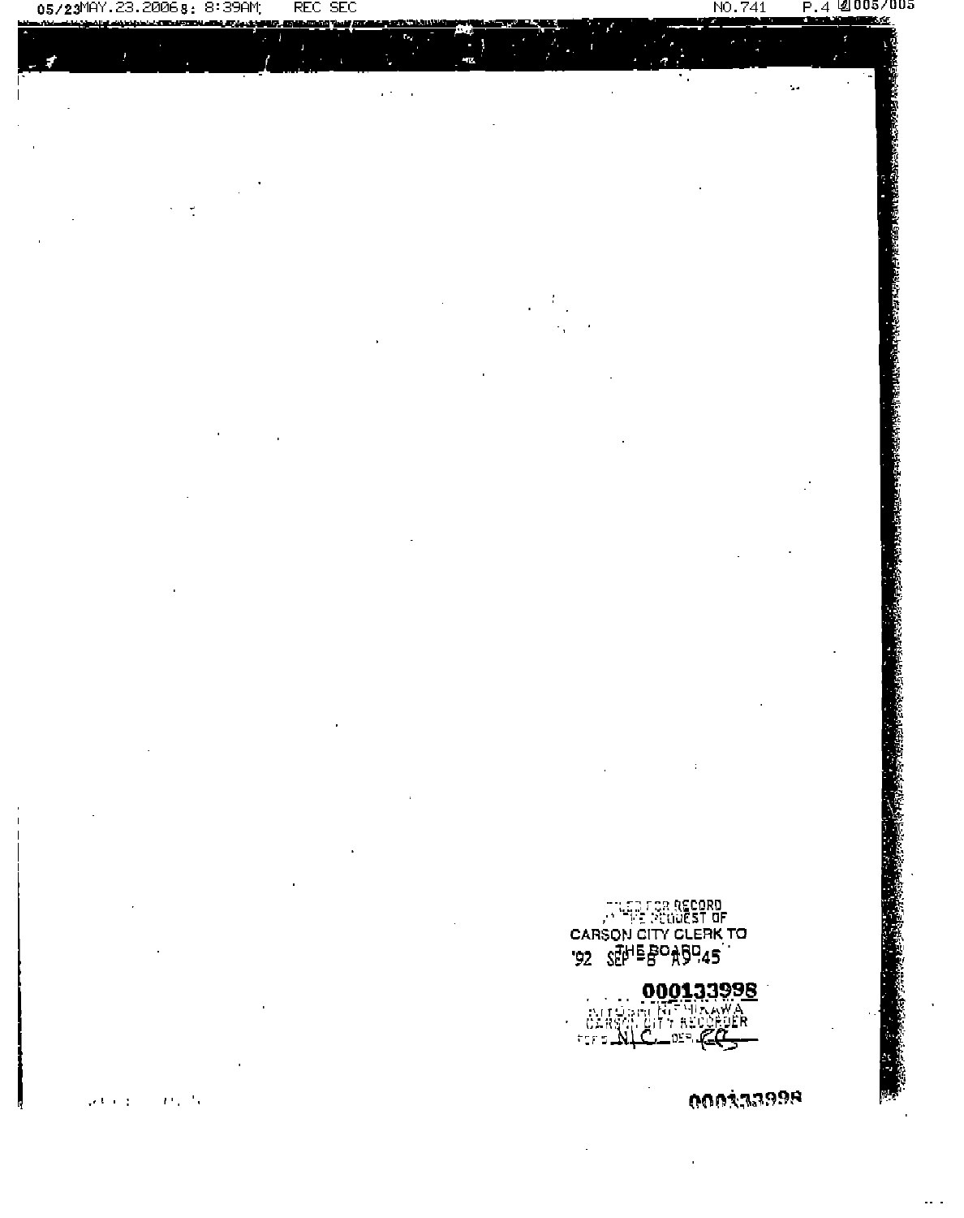FILED FOR RECORD
AT THE REQUEST OF
CARSON CITY CLERK TO
THE BOARD
'92 SEP 8 A9:45

000133998
ALAN GLOVER NISHIKAWA
CARSON CITY RECORDER
FEE $ N/C DEP. CC

000133998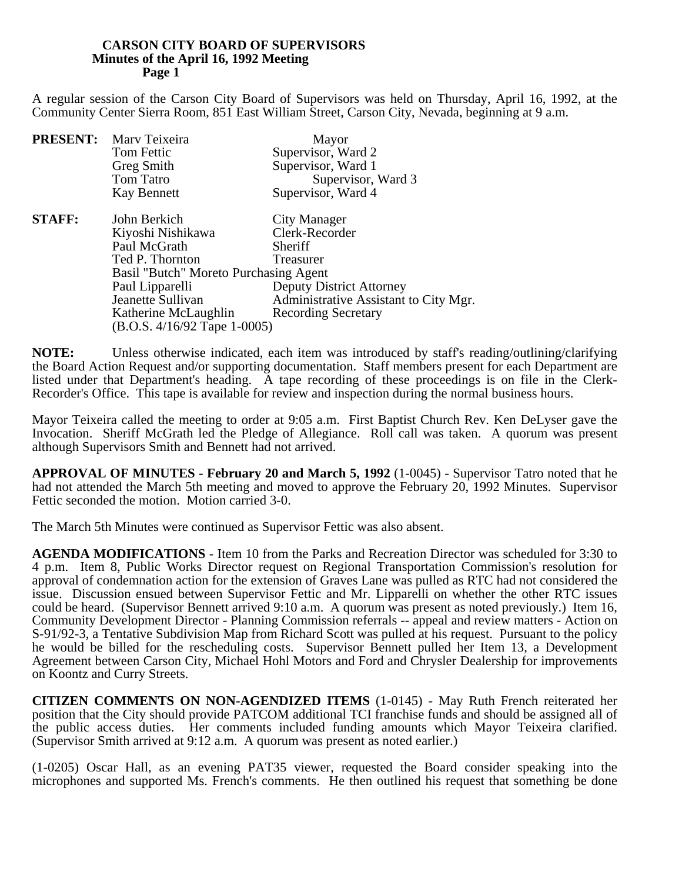A regular session of the Carson City Board of Supervisors was held on Thursday, April 16, 1992, at the Community Center Sierra Room, 851 East William Street, Carson City, Nevada, beginning at 9 a.m.

| | | |
|---|---|---|
| **PRESENT:** | Marv Teixeira | Mayor |
| | Tom Fettic | Supervisor, Ward 2 |
| | Greg Smith | Supervisor, Ward 1 |
| | Tom Tatro | Supervisor, Ward 3 |
| | Kay Bennett | Supervisor, Ward 4 |
| **STAFF:** | John Berkich | City Manager |
| | Kiyoshi Nishikawa | Clerk-Recorder |
| | Paul McGrath | Sheriff |
| | Ted P. Thornton | Treasurer |
| | Basil "Butch" Moreto | Purchasing Agent |
| | Paul Lipparelli | Deputy District Attorney |
| | Jeanette Sullivan | Administrative Assistant to City Mgr. |
| | Katherine McLaughlin | Recording Secretary |
| | (B.O.S. 4/16/92 Tape 1-0005) | |

**NOTE:** Unless otherwise indicated, each item was introduced by staff's reading/outlining/clarifying the Board Action Request and/or supporting documentation. Staff members present for each Department are listed under that Department's heading. A tape recording of these proceedings is on file in the Clerk-Recorder's Office. This tape is available for review and inspection during the normal business hours.

Mayor Teixeira called the meeting to order at 9:05 a.m. First Baptist Church Rev. Ken DeLyser gave the Invocation. Sheriff McGrath led the Pledge of Allegiance. Roll call was taken. A quorum was present although Supervisors Smith and Bennett had not arrived.

**APPROVAL OF MINUTES - February 20 and March 5, 1992** (1-0045) - Supervisor Tatro noted that he had not attended the March 5th meeting and moved to approve the February 20, 1992 Minutes. Supervisor Fettic seconded the motion. Motion carried 3-0.

The March 5th Minutes were continued as Supervisor Fettic was also absent.

**AGENDA MODIFICATIONS** - Item 10 from the Parks and Recreation Director was scheduled for 3:30 to 4 p.m. Item 8, Public Works Director request on Regional Transportation Commission's resolution for approval of condemnation action for the extension of Graves Lane was pulled as RTC had not considered the issue. Discussion ensued between Supervisor Fettic and Mr. Lipparelli on whether the other RTC issues could be heard. (Supervisor Bennett arrived 9:10 a.m. A quorum was present as noted previously.) Item 16, Community Development Director - Planning Commission referrals -- appeal and review matters - Action on S-91/92-3, a Tentative Subdivision Map from Richard Scott was pulled at his request. Pursuant to the policy he would be billed for the rescheduling costs. Supervisor Bennett pulled her Item 13, a Development Agreement between Carson City, Michael Hohl Motors and Ford and Chrysler Dealership for improvements on Koontz and Curry Streets.

**CITIZEN COMMENTS ON NON-AGENDIZED ITEMS** (1-0145) - May Ruth French reiterated her position that the City should provide PATCOM additional TCI franchise funds and should be assigned all of the public access duties. Her comments included funding amounts which Mayor Teixeira clarified. (Supervisor Smith arrived at 9:12 a.m. A quorum was present as noted earlier.)

(1-0205) Oscar Hall, as an evening PAT35 viewer, requested the Board consider speaking into the microphones and supported Ms. French's comments. He then outlined his request that something be done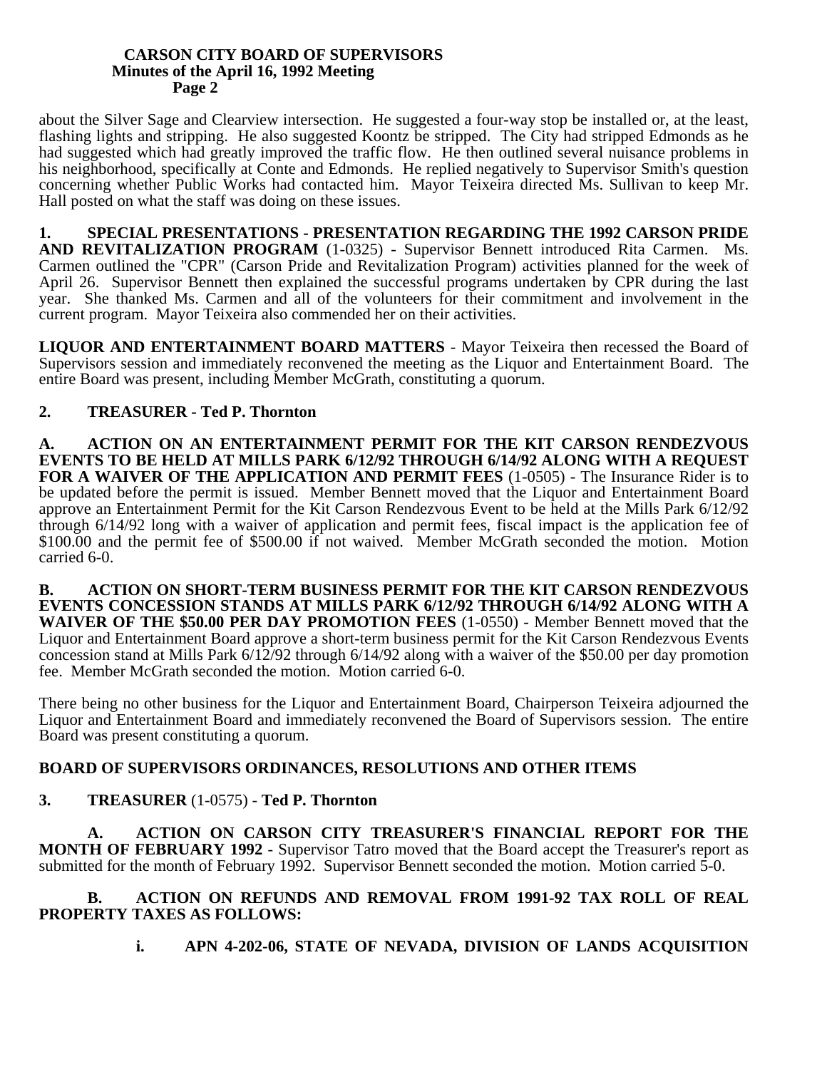about the Silver Sage and Clearview intersection. He suggested a four-way stop be installed or, at the least, flashing lights and stripping. He also suggested Koontz be stripped. The City had stripped Edmonds as he had suggested which had greatly improved the traffic flow. He then outlined several nuisance problems in his neighborhood, specifically at Conte and Edmonds. He replied negatively to Supervisor Smith's question concerning whether Public Works had contacted him. Mayor Teixeira directed Ms. Sullivan to keep Mr. Hall posted on what the staff was doing on these issues.

**1. SPECIAL PRESENTATIONS - PRESENTATION REGARDING THE 1992 CARSON PRIDE AND REVITALIZATION PROGRAM** (1-0325) - Supervisor Bennett introduced Rita Carmen. Ms. Carmen outlined the "CPR" (Carson Pride and Revitalization Program) activities planned for the week of April 26. Supervisor Bennett then explained the successful programs undertaken by CPR during the last year. She thanked Ms. Carmen and all of the volunteers for their commitment and involvement in the current program. Mayor Teixeira also commended her on their activities.

**LIQUOR AND ENTERTAINMENT BOARD MATTERS** - Mayor Teixeira then recessed the Board of Supervisors session and immediately reconvened the meeting as the Liquor and Entertainment Board. The entire Board was present, including Member McGrath, constituting a quorum.

**2. TREASURER - Ted P. Thornton**

**A. ACTION ON AN ENTERTAINMENT PERMIT FOR THE KIT CARSON RENDEZVOUS EVENTS TO BE HELD AT MILLS PARK 6/12/92 THROUGH 6/14/92 ALONG WITH A REQUEST FOR A WAIVER OF THE APPLICATION AND PERMIT FEES** (1-0505) - The Insurance Rider is to be updated before the permit is issued. Member Bennett moved that the Liquor and Entertainment Board approve an Entertainment Permit for the Kit Carson Rendezvous Event to be held at the Mills Park 6/12/92 through 6/14/92 long with a waiver of application and permit fees, fiscal impact is the application fee of $100.00 and the permit fee of $500.00 if not waived. Member McGrath seconded the motion. Motion carried 6-0.

**B. ACTION ON SHORT-TERM BUSINESS PERMIT FOR THE KIT CARSON RENDEZVOUS EVENTS CONCESSION STANDS AT MILLS PARK 6/12/92 THROUGH 6/14/92 ALONG WITH A WAIVER OF THE $50.00 PER DAY PROMOTION FEES** (1-0550) - Member Bennett moved that the Liquor and Entertainment Board approve a short-term business permit for the Kit Carson Rendezvous Events concession stand at Mills Park 6/12/92 through 6/14/92 along with a waiver of the $50.00 per day promotion fee. Member McGrath seconded the motion. Motion carried 6-0.

There being no other business for the Liquor and Entertainment Board, Chairperson Teixeira adjourned the Liquor and Entertainment Board and immediately reconvened the Board of Supervisors session. The entire Board was present constituting a quorum.

**BOARD OF SUPERVISORS ORDINANCES, RESOLUTIONS AND OTHER ITEMS**

**3. TREASURER** (1-0575) - **Ted P. Thornton**

**A. ACTION ON CARSON CITY TREASURER'S FINANCIAL REPORT FOR THE MONTH OF FEBRUARY 1992** - Supervisor Tatro moved that the Board accept the Treasurer's report as submitted for the month of February 1992. Supervisor Bennett seconded the motion. Motion carried 5-0.

**B. ACTION ON REFUNDS AND REMOVAL FROM 1991-92 TAX ROLL OF REAL PROPERTY TAXES AS FOLLOWS:**

**i. APN 4-202-06, STATE OF NEVADA, DIVISION OF LANDS ACQUISITION**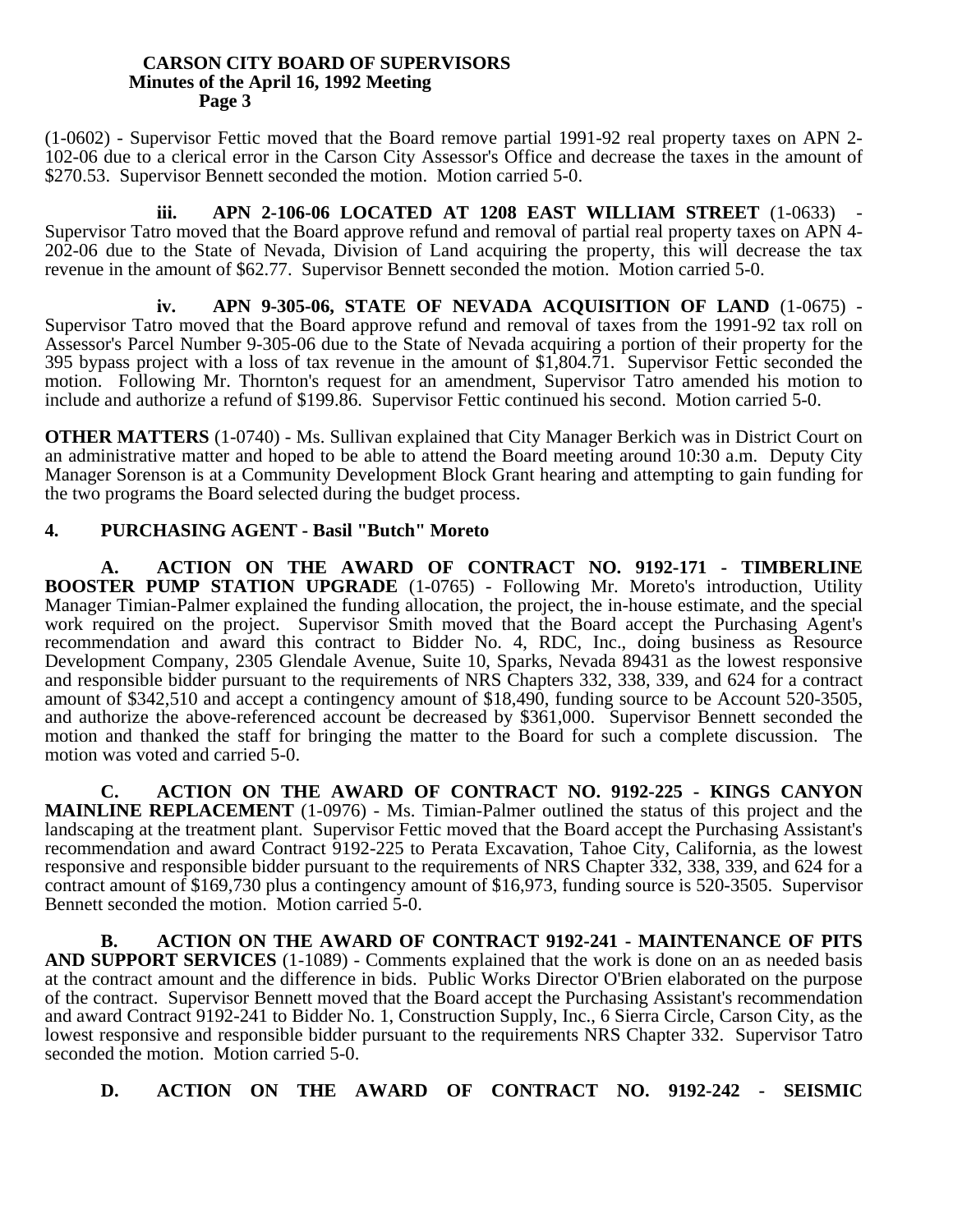(1-0602) - Supervisor Fettic moved that the Board remove partial 1991-92 real property taxes on APN 2-102-06 due to a clerical error in the Carson City Assessor's Office and decrease the taxes in the amount of $270.53. Supervisor Bennett seconded the motion. Motion carried 5-0.

**iii. APN 2-106-06 LOCATED AT 1208 EAST WILLIAM STREET** (1-0633) - Supervisor Tatro moved that the Board approve refund and removal of partial real property taxes on APN 4-202-06 due to the State of Nevada, Division of Land acquiring the property, this will decrease the tax revenue in the amount of $62.77. Supervisor Bennett seconded the motion. Motion carried 5-0.

**iv. APN 9-305-06, STATE OF NEVADA ACQUISITION OF LAND** (1-0675) - Supervisor Tatro moved that the Board approve refund and removal of taxes from the 1991-92 tax roll on Assessor's Parcel Number 9-305-06 due to the State of Nevada acquiring a portion of their property for the 395 bypass project with a loss of tax revenue in the amount of $1,804.71. Supervisor Fettic seconded the motion. Following Mr. Thornton's request for an amendment, Supervisor Tatro amended his motion to include and authorize a refund of $199.86. Supervisor Fettic continued his second. Motion carried 5-0.

**OTHER MATTERS** (1-0740) - Ms. Sullivan explained that City Manager Berkich was in District Court on an administrative matter and hoped to be able to attend the Board meeting around 10:30 a.m. Deputy City Manager Sorenson is at a Community Development Block Grant hearing and attempting to gain funding for the two programs the Board selected during the budget process.

**4. PURCHASING AGENT - Basil "Butch" Moreto**

**A. ACTION ON THE AWARD OF CONTRACT NO. 9192-171 - TIMBERLINE BOOSTER PUMP STATION UPGRADE** (1-0765) - Following Mr. Moreto's introduction, Utility Manager Timian-Palmer explained the funding allocation, the project, the in-house estimate, and the special work required on the project. Supervisor Smith moved that the Board accept the Purchasing Agent's recommendation and award this contract to Bidder No. 4, RDC, Inc., doing business as Resource Development Company, 2305 Glendale Avenue, Suite 10, Sparks, Nevada 89431 as the lowest responsive and responsible bidder pursuant to the requirements of NRS Chapters 332, 338, 339, and 624 for a contract amount of $342,510 and accept a contingency amount of $18,490, funding source to be Account 520-3505, and authorize the above-referenced account be decreased by $361,000. Supervisor Bennett seconded the motion and thanked the staff for bringing the matter to the Board for such a complete discussion. The motion was voted and carried 5-0.

**C. ACTION ON THE AWARD OF CONTRACT NO. 9192-225 - KINGS CANYON MAINLINE REPLACEMENT** (1-0976) - Ms. Timian-Palmer outlined the status of this project and the landscaping at the treatment plant. Supervisor Fettic moved that the Board accept the Purchasing Assistant's recommendation and award Contract 9192-225 to Perata Excavation, Tahoe City, California, as the lowest responsive and responsible bidder pursuant to the requirements of NRS Chapter 332, 338, 339, and 624 for a contract amount of $169,730 plus a contingency amount of $16,973, funding source is 520-3505. Supervisor Bennett seconded the motion. Motion carried 5-0.

**B. ACTION ON THE AWARD OF CONTRACT 9192-241 - MAINTENANCE OF PITS AND SUPPORT SERVICES** (1-1089) - Comments explained that the work is done on an as needed basis at the contract amount and the difference in bids. Public Works Director O'Brien elaborated on the purpose of the contract. Supervisor Bennett moved that the Board accept the Purchasing Assistant's recommendation and award Contract 9192-241 to Bidder No. 1, Construction Supply, Inc., 6 Sierra Circle, Carson City, as the lowest responsive and responsible bidder pursuant to the requirements NRS Chapter 332. Supervisor Tatro seconded the motion. Motion carried 5-0.

**D. ACTION ON THE AWARD OF CONTRACT NO. 9192-242 - SEISMIC**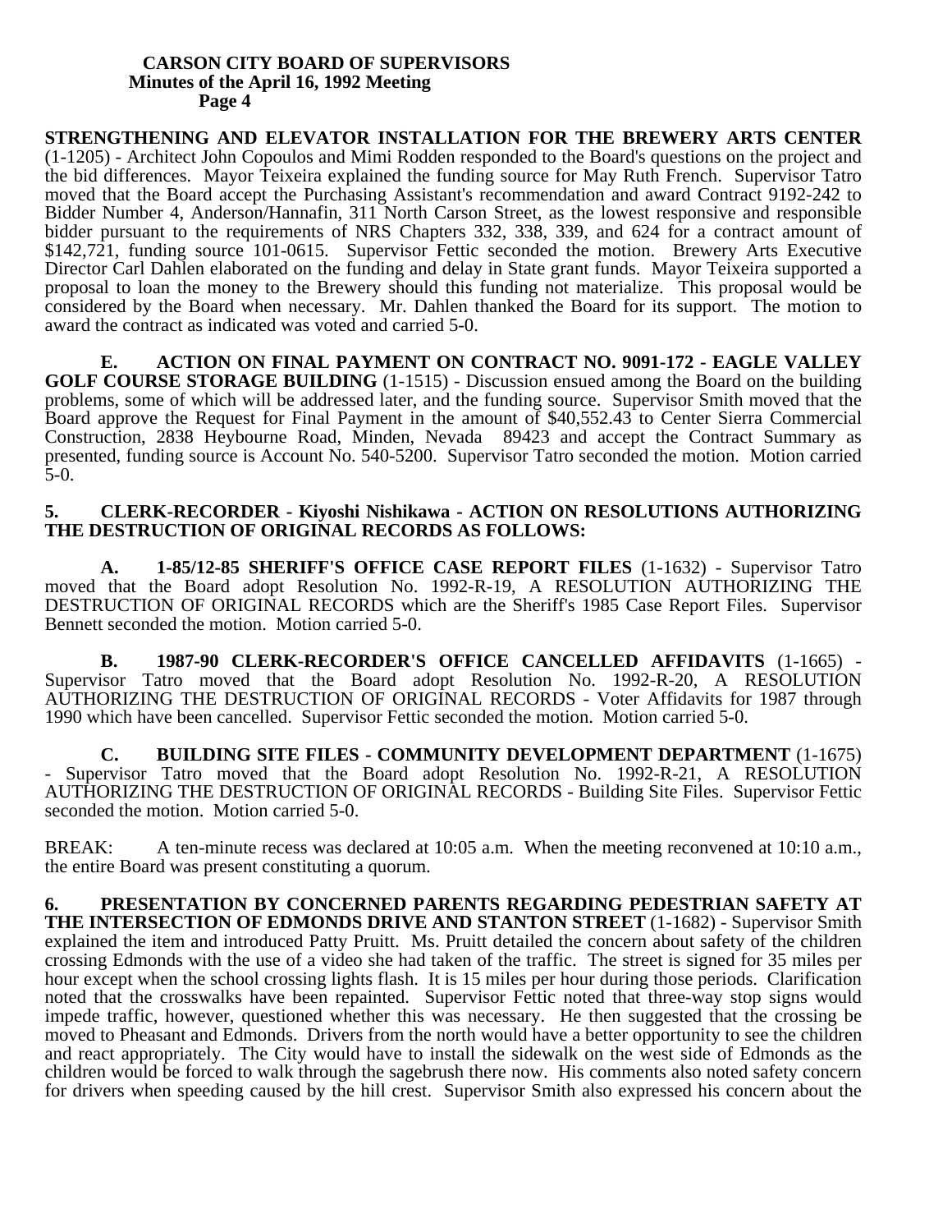**STRENGTHENING AND ELEVATOR INSTALLATION FOR THE BREWERY ARTS CENTER** (1-1205) - Architect John Copoulos and Mimi Rodden responded to the Board's questions on the project and the bid differences. Mayor Teixeira explained the funding source for May Ruth French. Supervisor Tatro moved that the Board accept the Purchasing Assistant's recommendation and award Contract 9192-242 to Bidder Number 4, Anderson/Hannafin, 311 North Carson Street, as the lowest responsive and responsible bidder pursuant to the requirements of NRS Chapters 332, 338, 339, and 624 for a contract amount of $142,721, funding source 101-0615. Supervisor Fettic seconded the motion. Brewery Arts Executive Director Carl Dahlen elaborated on the funding and delay in State grant funds. Mayor Teixeira supported a proposal to loan the money to the Brewery should this funding not materialize. This proposal would be considered by the Board when necessary. Mr. Dahlen thanked the Board for its support. The motion to award the contract as indicated was voted and carried 5-0.

**E. ACTION ON FINAL PAYMENT ON CONTRACT NO. 9091-172 - EAGLE VALLEY GOLF COURSE STORAGE BUILDING** (1-1515) - Discussion ensued among the Board on the building problems, some of which will be addressed later, and the funding source. Supervisor Smith moved that the Board approve the Request for Final Payment in the amount of $40,552.43 to Center Sierra Commercial Construction, 2838 Heybourne Road, Minden, Nevada 89423 and accept the Contract Summary as presented, funding source is Account No. 540-5200. Supervisor Tatro seconded the motion. Motion carried 5-0.

**5. CLERK-RECORDER - Kiyoshi Nishikawa - ACTION ON RESOLUTIONS AUTHORIZING THE DESTRUCTION OF ORIGINAL RECORDS AS FOLLOWS:**

**A. 1-85/12-85 SHERIFF'S OFFICE CASE REPORT FILES** (1-1632) - Supervisor Tatro moved that the Board adopt Resolution No. 1992-R-19, A RESOLUTION AUTHORIZING THE DESTRUCTION OF ORIGINAL RECORDS which are the Sheriff's 1985 Case Report Files. Supervisor Bennett seconded the motion. Motion carried 5-0.

**B. 1987-90 CLERK-RECORDER'S OFFICE CANCELLED AFFIDAVITS** (1-1665) - Supervisor Tatro moved that the Board adopt Resolution No. 1992-R-20, A RESOLUTION AUTHORIZING THE DESTRUCTION OF ORIGINAL RECORDS - Voter Affidavits for 1987 through 1990 which have been cancelled. Supervisor Fettic seconded the motion. Motion carried 5-0.

**C. BUILDING SITE FILES - COMMUNITY DEVELOPMENT DEPARTMENT** (1-1675) - Supervisor Tatro moved that the Board adopt Resolution No. 1992-R-21, A RESOLUTION AUTHORIZING THE DESTRUCTION OF ORIGINAL RECORDS - Building Site Files. Supervisor Fettic seconded the motion. Motion carried 5-0.

BREAK: A ten-minute recess was declared at 10:05 a.m. When the meeting reconvened at 10:10 a.m., the entire Board was present constituting a quorum.

**6. PRESENTATION BY CONCERNED PARENTS REGARDING PEDESTRIAN SAFETY AT THE INTERSECTION OF EDMONDS DRIVE AND STANTON STREET** (1-1682) - Supervisor Smith explained the item and introduced Patty Pruitt. Ms. Pruitt detailed the concern about safety of the children crossing Edmonds with the use of a video she had taken of the traffic. The street is signed for 35 miles per hour except when the school crossing lights flash. It is 15 miles per hour during those periods. Clarification noted that the crosswalks have been repainted. Supervisor Fettic noted that three-way stop signs would impede traffic, however, questioned whether this was necessary. He then suggested that the crossing be moved to Pheasant and Edmonds. Drivers from the north would have a better opportunity to see the children and react appropriately. The City would have to install the sidewalk on the west side of Edmonds as the children would be forced to walk through the sagebrush there now. His comments also noted safety concern for drivers when speeding caused by the hill crest. Supervisor Smith also expressed his concern about the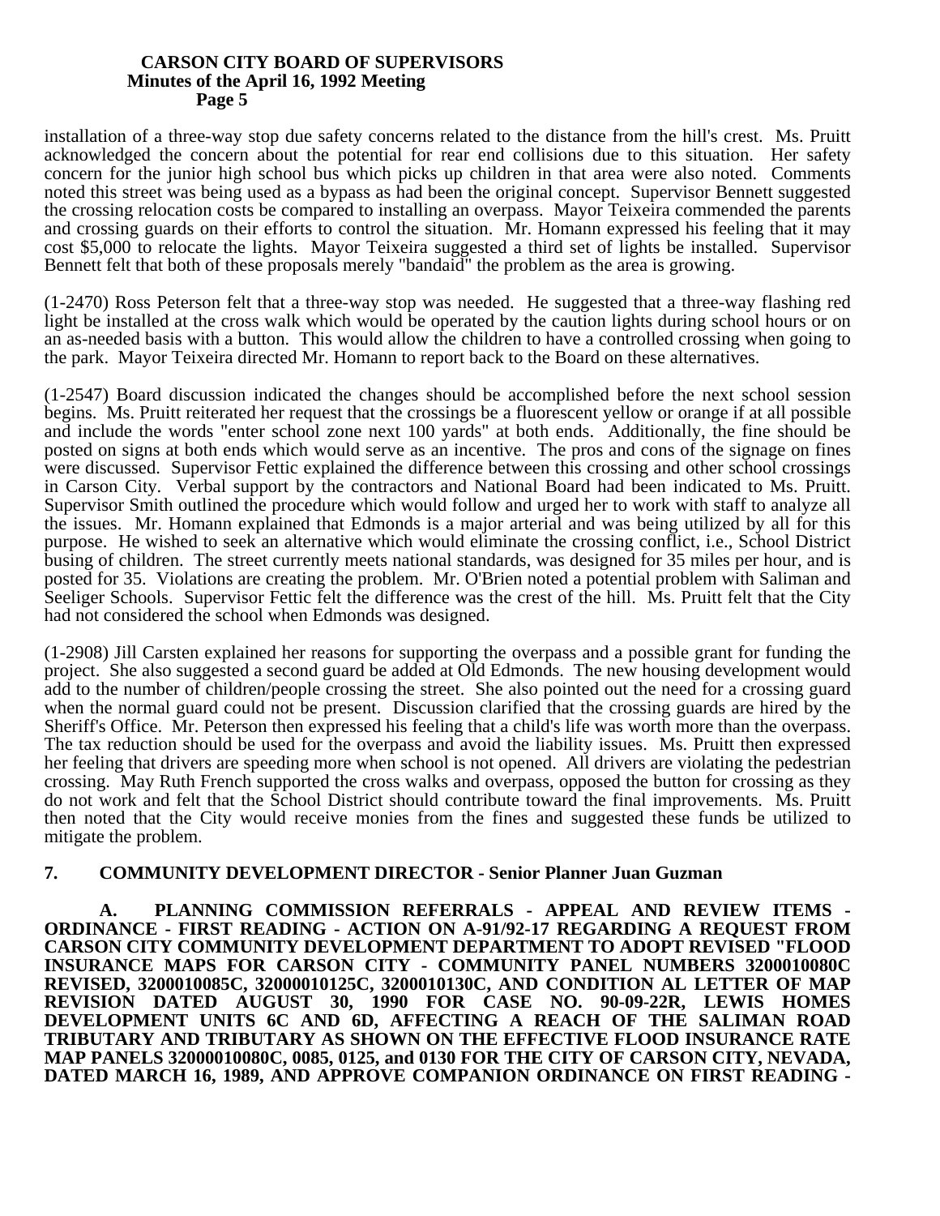installation of a three-way stop due safety concerns related to the distance from the hill's crest. Ms. Pruitt acknowledged the concern about the potential for rear end collisions due to this situation. Her safety concern for the junior high school bus which picks up children in that area were also noted. Comments noted this street was being used as a bypass as had been the original concept. Supervisor Bennett suggested the crossing relocation costs be compared to installing an overpass. Mayor Teixeira commended the parents and crossing guards on their efforts to control the situation. Mr. Homann expressed his feeling that it may cost $5,000 to relocate the lights. Mayor Teixeira suggested a third set of lights be installed. Supervisor Bennett felt that both of these proposals merely "bandaid" the problem as the area is growing.

(1-2470) Ross Peterson felt that a three-way stop was needed. He suggested that a three-way flashing red light be installed at the cross walk which would be operated by the caution lights during school hours or on an as-needed basis with a button. This would allow the children to have a controlled crossing when going to the park. Mayor Teixeira directed Mr. Homann to report back to the Board on these alternatives.

(1-2547) Board discussion indicated the changes should be accomplished before the next school session begins. Ms. Pruitt reiterated her request that the crossings be a fluorescent yellow or orange if at all possible and include the words "enter school zone next 100 yards" at both ends. Additionally, the fine should be posted on signs at both ends which would serve as an incentive. The pros and cons of the signage on fines were discussed. Supervisor Fettic explained the difference between this crossing and other school crossings in Carson City. Verbal support by the contractors and National Board had been indicated to Ms. Pruitt. Supervisor Smith outlined the procedure which would follow and urged her to work with staff to analyze all the issues. Mr. Homann explained that Edmonds is a major arterial and was being utilized by all for this purpose. He wished to seek an alternative which would eliminate the crossing conflict, i.e., School District busing of children. The street currently meets national standards, was designed for 35 miles per hour, and is posted for 35. Violations are creating the problem. Mr. O'Brien noted a potential problem with Saliman and Seeliger Schools. Supervisor Fettic felt the difference was the crest of the hill. Ms. Pruitt felt that the City had not considered the school when Edmonds was designed.

(1-2908) Jill Carsten explained her reasons for supporting the overpass and a possible grant for funding the project. She also suggested a second guard be added at Old Edmonds. The new housing development would add to the number of children/people crossing the street. She also pointed out the need for a crossing guard when the normal guard could not be present. Discussion clarified that the crossing guards are hired by the Sheriff's Office. Mr. Peterson then expressed his feeling that a child's life was worth more than the overpass. The tax reduction should be used for the overpass and avoid the liability issues. Ms. Pruitt then expressed her feeling that drivers are speeding more when school is not opened. All drivers are violating the pedestrian crossing. May Ruth French supported the cross walks and overpass, opposed the button for crossing as they do not work and felt that the School District should contribute toward the final improvements. Ms. Pruitt then noted that the City would receive monies from the fines and suggested these funds be utilized to mitigate the problem.

**7. COMMUNITY DEVELOPMENT DIRECTOR - Senior Planner Juan Guzman**

**A. PLANNING COMMISSION REFERRALS - APPEAL AND REVIEW ITEMS - ORDINANCE - FIRST READING - ACTION ON A-91/92-17 REGARDING A REQUEST FROM CARSON CITY COMMUNITY DEVELOPMENT DEPARTMENT TO ADOPT REVISED "FLOOD INSURANCE MAPS FOR CARSON CITY - COMMUNITY PANEL NUMBERS 3200010080C REVISED, 3200010085C, 32000010125C, 3200010130C, AND CONDITION AL LETTER OF MAP REVISION DATED AUGUST 30, 1990 FOR CASE NO. 90-09-22R, LEWIS HOMES DEVELOPMENT UNITS 6C AND 6D, AFFECTING A REACH OF THE SALIMAN ROAD TRIBUTARY AND TRIBUTARY AS SHOWN ON THE EFFECTIVE FLOOD INSURANCE RATE MAP PANELS 32000010080C, 0085, 0125, and 0130 FOR THE CITY OF CARSON CITY, NEVADA, DATED MARCH 16, 1989, AND APPROVE COMPANION ORDINANCE ON FIRST READING -**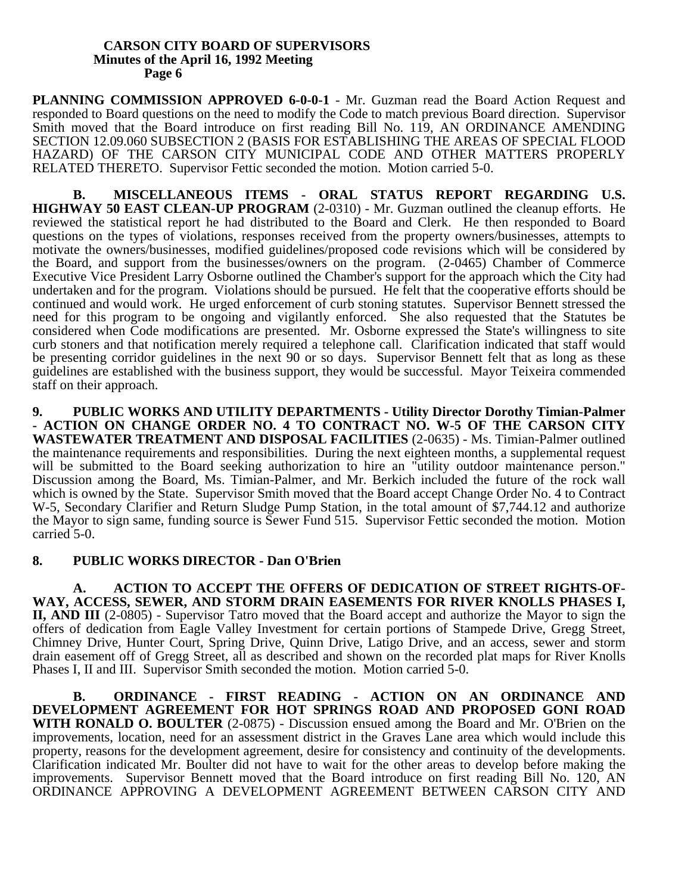**PLANNING COMMISSION APPROVED 6-0-0-1** - Mr. Guzman read the Board Action Request and responded to Board questions on the need to modify the Code to match previous Board direction. Supervisor Smith moved that the Board introduce on first reading Bill No. 119, AN ORDINANCE AMENDING SECTION 12.09.060 SUBSECTION 2 (BASIS FOR ESTABLISHING THE AREAS OF SPECIAL FLOOD HAZARD) OF THE CARSON CITY MUNICIPAL CODE AND OTHER MATTERS PROPERLY RELATED THERETO. Supervisor Fettic seconded the motion. Motion carried 5-0.

**B. MISCELLANEOUS ITEMS - ORAL STATUS REPORT REGARDING U.S. HIGHWAY 50 EAST CLEAN-UP PROGRAM** (2-0310) - Mr. Guzman outlined the cleanup efforts. He reviewed the statistical report he had distributed to the Board and Clerk. He then responded to Board questions on the types of violations, responses received from the property owners/businesses, attempts to motivate the owners/businesses, modified guidelines/proposed code revisions which will be considered by the Board, and support from the businesses/owners on the program. (2-0465) Chamber of Commerce Executive Vice President Larry Osborne outlined the Chamber's support for the approach which the City had undertaken and for the program. Violations should be pursued. He felt that the cooperative efforts should be continued and would work. He urged enforcement of curb stoning statutes. Supervisor Bennett stressed the need for this program to be ongoing and vigilantly enforced. She also requested that the Statutes be considered when Code modifications are presented. Mr. Osborne expressed the State's willingness to site curb stoners and that notification merely required a telephone call. Clarification indicated that staff would be presenting corridor guidelines in the next 90 or so days. Supervisor Bennett felt that as long as these guidelines are established with the business support, they would be successful. Mayor Teixeira commended staff on their approach.

**9. PUBLIC WORKS AND UTILITY DEPARTMENTS - Utility Director Dorothy Timian-Palmer - ACTION ON CHANGE ORDER NO. 4 TO CONTRACT NO. W-5 OF THE CARSON CITY WASTEWATER TREATMENT AND DISPOSAL FACILITIES** (2-0635) - Ms. Timian-Palmer outlined the maintenance requirements and responsibilities. During the next eighteen months, a supplemental request will be submitted to the Board seeking authorization to hire an "utility outdoor maintenance person." Discussion among the Board, Ms. Timian-Palmer, and Mr. Berkich included the future of the rock wall which is owned by the State. Supervisor Smith moved that the Board accept Change Order No. 4 to Contract W-5, Secondary Clarifier and Return Sludge Pump Station, in the total amount of $7,744.12 and authorize the Mayor to sign same, funding source is Sewer Fund 515. Supervisor Fettic seconded the motion. Motion carried 5-0.

**8. PUBLIC WORKS DIRECTOR - Dan O'Brien**

**A. ACTION TO ACCEPT THE OFFERS OF DEDICATION OF STREET RIGHTS-OF-WAY, ACCESS, SEWER, AND STORM DRAIN EASEMENTS FOR RIVER KNOLLS PHASES I, II, AND III** (2-0805) - Supervisor Tatro moved that the Board accept and authorize the Mayor to sign the offers of dedication from Eagle Valley Investment for certain portions of Stampede Drive, Gregg Street, Chimney Drive, Hunter Court, Spring Drive, Quinn Drive, Latigo Drive, and an access, sewer and storm drain easement off of Gregg Street, all as described and shown on the recorded plat maps for River Knolls Phases I, II and III. Supervisor Smith seconded the motion. Motion carried 5-0.

**B. ORDINANCE - FIRST READING - ACTION ON AN ORDINANCE AND DEVELOPMENT AGREEMENT FOR HOT SPRINGS ROAD AND PROPOSED GONI ROAD WITH RONALD O. BOULTER** (2-0875) - Discussion ensued among the Board and Mr. O'Brien on the improvements, location, need for an assessment district in the Graves Lane area which would include this property, reasons for the development agreement, desire for consistency and continuity of the developments. Clarification indicated Mr. Boulter did not have to wait for the other areas to develop before making the improvements. Supervisor Bennett moved that the Board introduce on first reading Bill No. 120, AN ORDINANCE APPROVING A DEVELOPMENT AGREEMENT BETWEEN CARSON CITY AND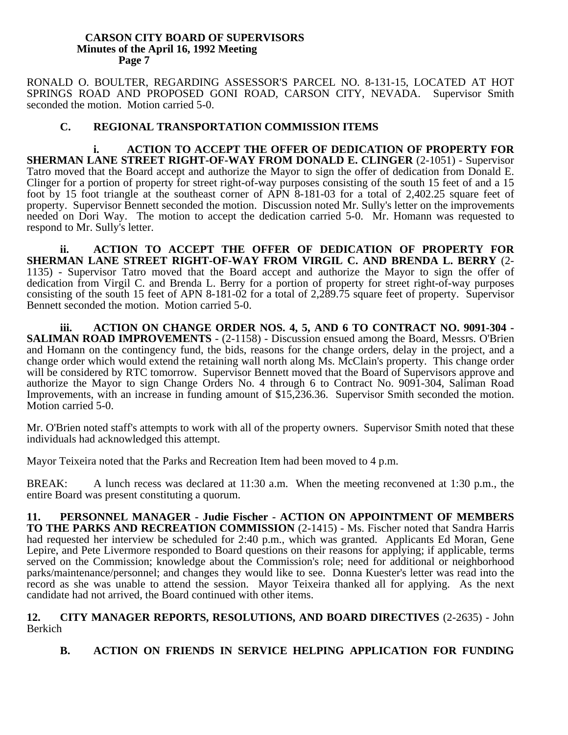RONALD O. BOULTER, REGARDING ASSESSOR'S PARCEL NO. 8-131-15, LOCATED AT HOT SPRINGS ROAD AND PROPOSED GONI ROAD, CARSON CITY, NEVADA. Supervisor Smith seconded the motion. Motion carried 5-0.

**C. REGIONAL TRANSPORTATION COMMISSION ITEMS**

**i. ACTION TO ACCEPT THE OFFER OF DEDICATION OF PROPERTY FOR SHERMAN LANE STREET RIGHT-OF-WAY FROM DONALD E. CLINGER** (2-1051) - Supervisor Tatro moved that the Board accept and authorize the Mayor to sign the offer of dedication from Donald E. Clinger for a portion of property for street right-of-way purposes consisting of the south 15 feet of and a 15 foot by 15 foot triangle at the southeast corner of APN 8-181-03 for a total of 2,402.25 square feet of property. Supervisor Bennett seconded the motion. Discussion noted Mr. Sully's letter on the improvements needed on Dori Way. The motion to accept the dedication carried 5-0. Mr. Homann was requested to respond to Mr. Sully's letter.

**ii. ACTION TO ACCEPT THE OFFER OF DEDICATION OF PROPERTY FOR SHERMAN LANE STREET RIGHT-OF-WAY FROM VIRGIL C. AND BRENDA L. BERRY** (2-1135) - Supervisor Tatro moved that the Board accept and authorize the Mayor to sign the offer of dedication from Virgil C. and Brenda L. Berry for a portion of property for street right-of-way purposes consisting of the south 15 feet of APN 8-181-02 for a total of 2,289.75 square feet of property. Supervisor Bennett seconded the motion. Motion carried 5-0.

**iii. ACTION ON CHANGE ORDER NOS. 4, 5, AND 6 TO CONTRACT NO. 9091-304 - SALIMAN ROAD IMPROVEMENTS** - (2-1158) - Discussion ensued among the Board, Messrs. O'Brien and Homann on the contingency fund, the bids, reasons for the change orders, delay in the project, and a change order which would extend the retaining wall north along Ms. McClain's property. This change order will be considered by RTC tomorrow. Supervisor Bennett moved that the Board of Supervisors approve and authorize the Mayor to sign Change Orders No. 4 through 6 to Contract No. 9091-304, Saliman Road Improvements, with an increase in funding amount of $15,236.36. Supervisor Smith seconded the motion. Motion carried 5-0.

Mr. O'Brien noted staff's attempts to work with all of the property owners. Supervisor Smith noted that these individuals had acknowledged this attempt.

Mayor Teixeira noted that the Parks and Recreation Item had been moved to 4 p.m.

BREAK: A lunch recess was declared at 11:30 a.m. When the meeting reconvened at 1:30 p.m., the entire Board was present constituting a quorum.

**11. PERSONNEL MANAGER - Judie Fischer - ACTION ON APPOINTMENT OF MEMBERS TO THE PARKS AND RECREATION COMMISSION** (2-1415) - Ms. Fischer noted that Sandra Harris had requested her interview be scheduled for 2:40 p.m., which was granted. Applicants Ed Moran, Gene Lepire, and Pete Livermore responded to Board questions on their reasons for applying; if applicable, terms served on the Commission; knowledge about the Commission's role; need for additional or neighborhood parks/maintenance/personnel; and changes they would like to see. Donna Kuester's letter was read into the record as she was unable to attend the session. Mayor Teixeira thanked all for applying. As the next candidate had not arrived, the Board continued with other items.

**12. CITY MANAGER REPORTS, RESOLUTIONS, AND BOARD DIRECTIVES** (2-2635) - John Berkich

**B. ACTION ON FRIENDS IN SERVICE HELPING APPLICATION FOR FUNDING**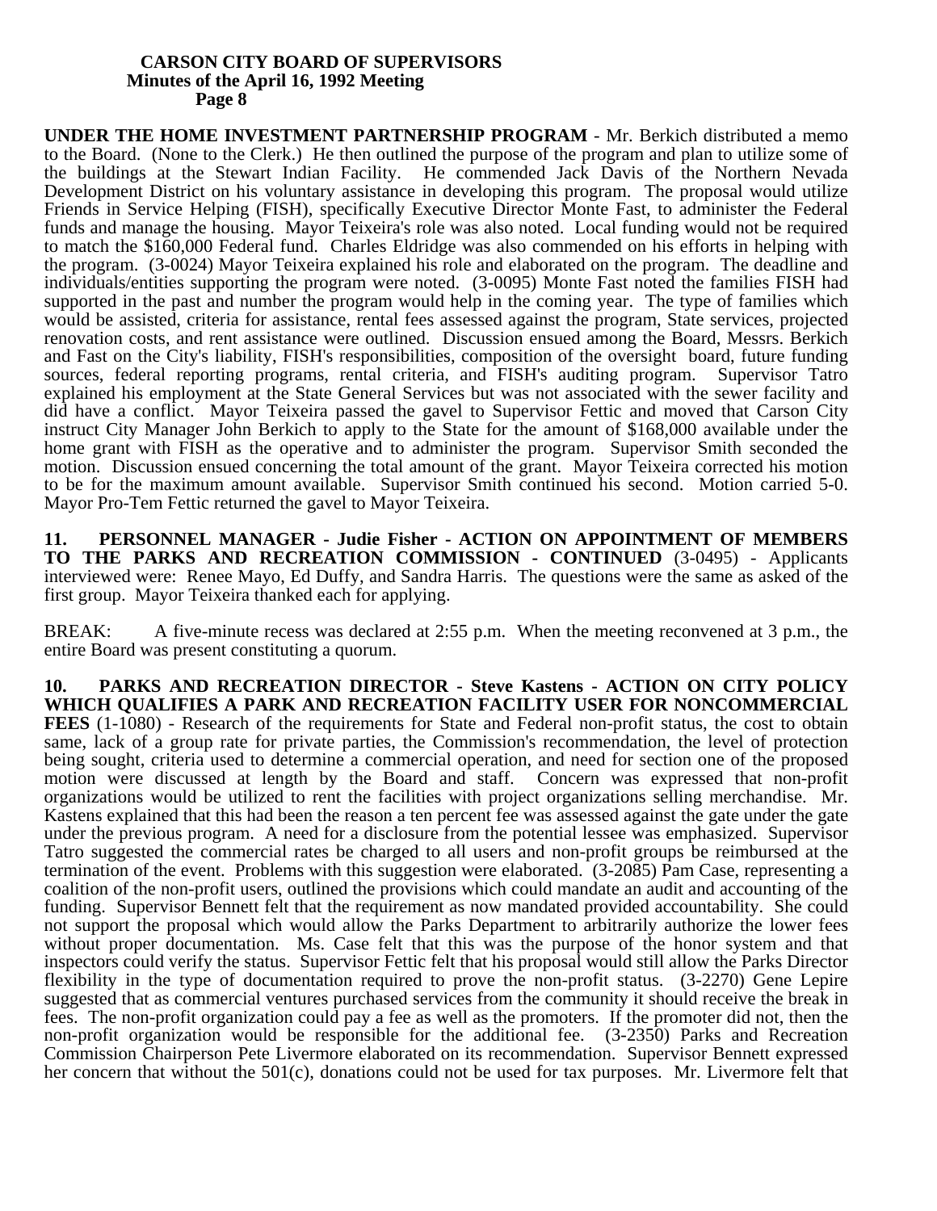**UNDER THE HOME INVESTMENT PARTNERSHIP PROGRAM** - Mr. Berkich distributed a memo to the Board. (None to the Clerk.) He then outlined the purpose of the program and plan to utilize some of the buildings at the Stewart Indian Facility. He commended Jack Davis of the Northern Nevada Development District on his voluntary assistance in developing this program. The proposal would utilize Friends in Service Helping (FISH), specifically Executive Director Monte Fast, to administer the Federal funds and manage the housing. Mayor Teixeira's role was also noted. Local funding would not be required to match the $160,000 Federal fund. Charles Eldridge was also commended on his efforts in helping with the program. (3-0024) Mayor Teixeira explained his role and elaborated on the program. The deadline and individuals/entities supporting the program were noted. (3-0095) Monte Fast noted the families FISH had supported in the past and number the program would help in the coming year. The type of families which would be assisted, criteria for assistance, rental fees assessed against the program, State services, projected renovation costs, and rent assistance were outlined. Discussion ensued among the Board, Messrs. Berkich and Fast on the City's liability, FISH's responsibilities, composition of the oversight board, future funding sources, federal reporting programs, rental criteria, and FISH's auditing program. Supervisor Tatro explained his employment at the State General Services but was not associated with the sewer facility and did have a conflict. Mayor Teixeira passed the gavel to Supervisor Fettic and moved that Carson City instruct City Manager John Berkich to apply to the State for the amount of $168,000 available under the home grant with FISH as the operative and to administer the program. Supervisor Smith seconded the motion. Discussion ensued concerning the total amount of the grant. Mayor Teixeira corrected his motion to be for the maximum amount available. Supervisor Smith continued his second. Motion carried 5-0. Mayor Pro-Tem Fettic returned the gavel to Mayor Teixeira.

**11. PERSONNEL MANAGER - Judie Fisher - ACTION ON APPOINTMENT OF MEMBERS TO THE PARKS AND RECREATION COMMISSION - CONTINUED** (3-0495) - Applicants interviewed were: Renee Mayo, Ed Duffy, and Sandra Harris. The questions were the same as asked of the first group. Mayor Teixeira thanked each for applying.

BREAK: A five-minute recess was declared at 2:55 p.m. When the meeting reconvened at 3 p.m., the entire Board was present constituting a quorum.

**10. PARKS AND RECREATION DIRECTOR - Steve Kastens - ACTION ON CITY POLICY WHICH QUALIFIES A PARK AND RECREATION FACILITY USER FOR NONCOMMERCIAL FEES** (1-1080) - Research of the requirements for State and Federal non-profit status, the cost to obtain same, lack of a group rate for private parties, the Commission's recommendation, the level of protection being sought, criteria used to determine a commercial operation, and need for section one of the proposed motion were discussed at length by the Board and staff. Concern was expressed that non-profit organizations would be utilized to rent the facilities with project organizations selling merchandise. Mr. Kastens explained that this had been the reason a ten percent fee was assessed against the gate under the gate under the previous program. A need for a disclosure from the potential lessee was emphasized. Supervisor Tatro suggested the commercial rates be charged to all users and non-profit groups be reimbursed at the termination of the event. Problems with this suggestion were elaborated. (3-2085) Pam Case, representing a coalition of the non-profit users, outlined the provisions which could mandate an audit and accounting of the funding. Supervisor Bennett felt that the requirement as now mandated provided accountability. She could not support the proposal which would allow the Parks Department to arbitrarily authorize the lower fees without proper documentation. Ms. Case felt that this was the purpose of the honor system and that inspectors could verify the status. Supervisor Fettic felt that his proposal would still allow the Parks Director flexibility in the type of documentation required to prove the non-profit status. (3-2270) Gene Lepire suggested that as commercial ventures purchased services from the community it should receive the break in fees. The non-profit organization could pay a fee as well as the promoters. If the promoter did not, then the non-profit organization would be responsible for the additional fee. (3-2350) Parks and Recreation Commission Chairperson Pete Livermore elaborated on its recommendation. Supervisor Bennett expressed her concern that without the 501(c), donations could not be used for tax purposes. Mr. Livermore felt that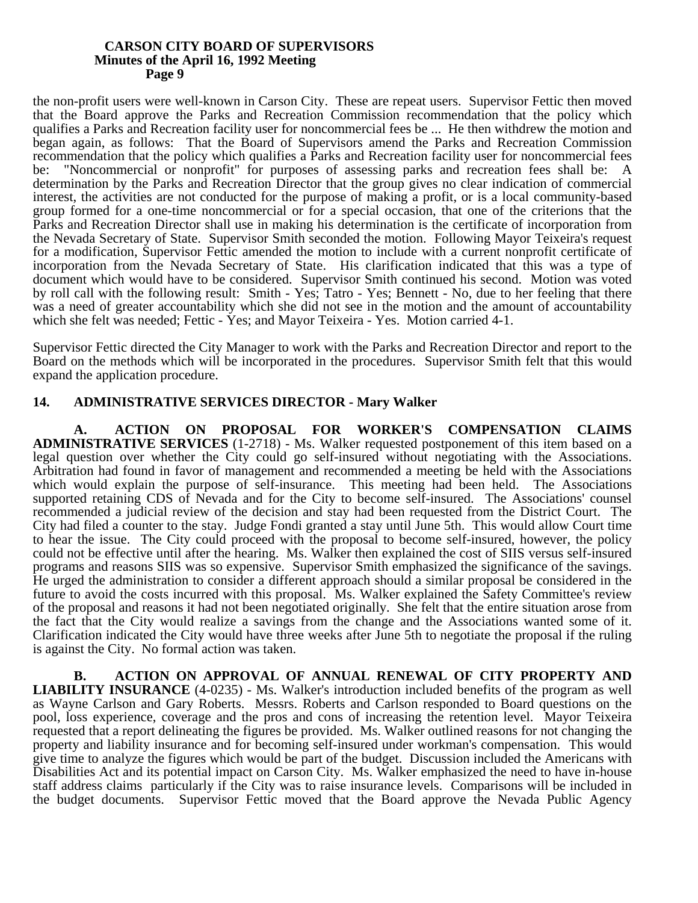the non-profit users were well-known in Carson City. These are repeat users. Supervisor Fettic then moved that the Board approve the Parks and Recreation Commission recommendation that the policy which qualifies a Parks and Recreation facility user for noncommercial fees be ... He then withdrew the motion and began again, as follows: That the Board of Supervisors amend the Parks and Recreation Commission recommendation that the policy which qualifies a Parks and Recreation facility user for noncommercial fees be: "Noncommercial or nonprofit" for purposes of assessing parks and recreation fees shall be: A determination by the Parks and Recreation Director that the group gives no clear indication of commercial interest, the activities are not conducted for the purpose of making a profit, or is a local community-based group formed for a one-time noncommercial or for a special occasion, that one of the criterions that the Parks and Recreation Director shall use in making his determination is the certificate of incorporation from the Nevada Secretary of State. Supervisor Smith seconded the motion. Following Mayor Teixeira's request for a modification, Supervisor Fettic amended the motion to include with a current nonprofit certificate of incorporation from the Nevada Secretary of State. His clarification indicated that this was a type of document which would have to be considered. Supervisor Smith continued his second. Motion was voted by roll call with the following result: Smith - Yes; Tatro - Yes; Bennett - No, due to her feeling that there was a need of greater accountability which she did not see in the motion and the amount of accountability which she felt was needed; Fettic - Yes; and Mayor Teixeira - Yes. Motion carried 4-1.

Supervisor Fettic directed the City Manager to work with the Parks and Recreation Director and report to the Board on the methods which will be incorporated in the procedures. Supervisor Smith felt that this would expand the application procedure.

**14. ADMINISTRATIVE SERVICES DIRECTOR - Mary Walker**

**A. ACTION ON PROPOSAL FOR WORKER'S COMPENSATION CLAIMS ADMINISTRATIVE SERVICES** (1-2718) - Ms. Walker requested postponement of this item based on a legal question over whether the City could go self-insured without negotiating with the Associations. Arbitration had found in favor of management and recommended a meeting be held with the Associations which would explain the purpose of self-insurance. This meeting had been held. The Associations supported retaining CDS of Nevada and for the City to become self-insured. The Associations' counsel recommended a judicial review of the decision and stay had been requested from the District Court. The City had filed a counter to the stay. Judge Fondi granted a stay until June 5th. This would allow Court time to hear the issue. The City could proceed with the proposal to become self-insured, however, the policy could not be effective until after the hearing. Ms. Walker then explained the cost of SIIS versus self-insured programs and reasons SIIS was so expensive. Supervisor Smith emphasized the significance of the savings. He urged the administration to consider a different approach should a similar proposal be considered in the future to avoid the costs incurred with this proposal. Ms. Walker explained the Safety Committee's review of the proposal and reasons it had not been negotiated originally. She felt that the entire situation arose from the fact that the City would realize a savings from the change and the Associations wanted some of it. Clarification indicated the City would have three weeks after June 5th to negotiate the proposal if the ruling is against the City. No formal action was taken.

**B. ACTION ON APPROVAL OF ANNUAL RENEWAL OF CITY PROPERTY AND LIABILITY INSURANCE** (4-0235) - Ms. Walker's introduction included benefits of the program as well as Wayne Carlson and Gary Roberts. Messrs. Roberts and Carlson responded to Board questions on the pool, loss experience, coverage and the pros and cons of increasing the retention level. Mayor Teixeira requested that a report delineating the figures be provided. Ms. Walker outlined reasons for not changing the property and liability insurance and for becoming self-insured under workman's compensation. This would give time to analyze the figures which would be part of the budget. Discussion included the Americans with Disabilities Act and its potential impact on Carson City. Ms. Walker emphasized the need to have in-house staff address claims particularly if the City was to raise insurance levels. Comparisons will be included in the budget documents. Supervisor Fettic moved that the Board approve the Nevada Public Agency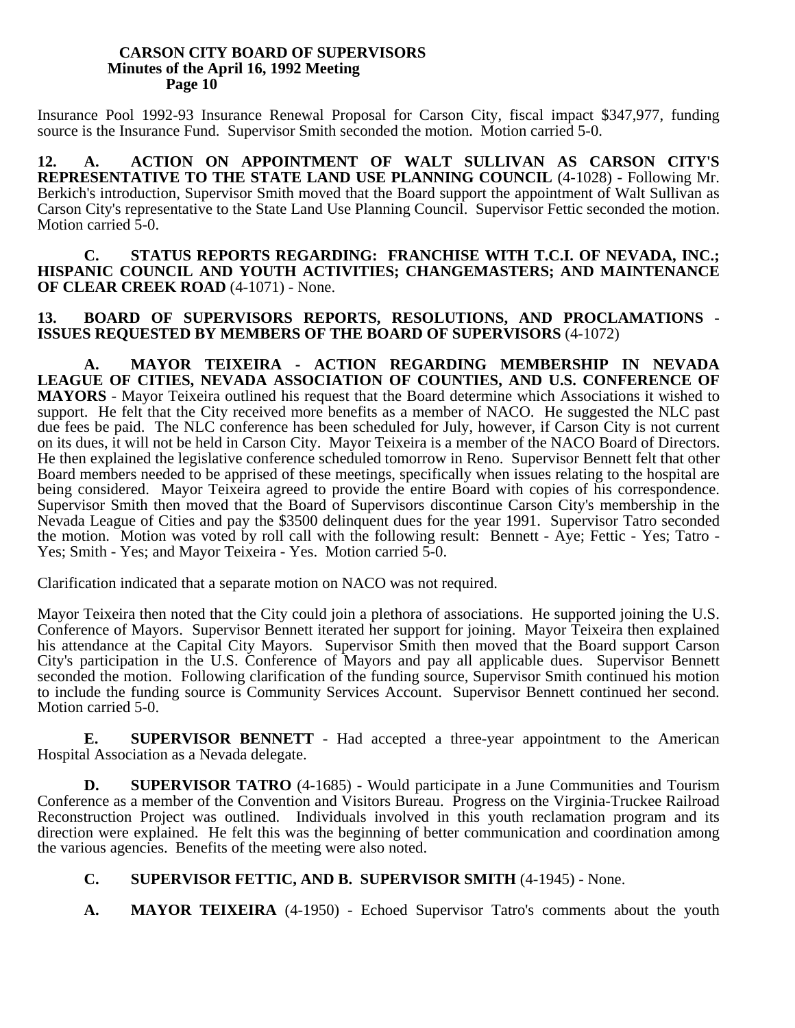Insurance Pool 1992-93 Insurance Renewal Proposal for Carson City, fiscal impact $347,977, funding source is the Insurance Fund. Supervisor Smith seconded the motion. Motion carried 5-0.

**12. A. ACTION ON APPOINTMENT OF WALT SULLIVAN AS CARSON CITY'S REPRESENTATIVE TO THE STATE LAND USE PLANNING COUNCIL** (4-1028) - Following Mr. Berkich's introduction, Supervisor Smith moved that the Board support the appointment of Walt Sullivan as Carson City's representative to the State Land Use Planning Council. Supervisor Fettic seconded the motion. Motion carried 5-0.

**C. STATUS REPORTS REGARDING: FRANCHISE WITH T.C.I. OF NEVADA, INC.; HISPANIC COUNCIL AND YOUTH ACTIVITIES; CHANGEMASTERS; AND MAINTENANCE OF CLEAR CREEK ROAD** (4-1071) - None.

**13. BOARD OF SUPERVISORS REPORTS, RESOLUTIONS, AND PROCLAMATIONS - ISSUES REQUESTED BY MEMBERS OF THE BOARD OF SUPERVISORS** (4-1072)

**A. MAYOR TEIXEIRA - ACTION REGARDING MEMBERSHIP IN NEVADA LEAGUE OF CITIES, NEVADA ASSOCIATION OF COUNTIES, AND U.S. CONFERENCE OF MAYORS** - Mayor Teixeira outlined his request that the Board determine which Associations it wished to support. He felt that the City received more benefits as a member of NACO. He suggested the NLC past due fees be paid. The NLC conference has been scheduled for July, however, if Carson City is not current on its dues, it will not be held in Carson City. Mayor Teixeira is a member of the NACO Board of Directors. He then explained the legislative conference scheduled tomorrow in Reno. Supervisor Bennett felt that other Board members needed to be apprised of these meetings, specifically when issues relating to the hospital are being considered. Mayor Teixeira agreed to provide the entire Board with copies of his correspondence. Supervisor Smith then moved that the Board of Supervisors discontinue Carson City's membership in the Nevada League of Cities and pay the $3500 delinquent dues for the year 1991. Supervisor Tatro seconded the motion. Motion was voted by roll call with the following result: Bennett - Aye; Fettic - Yes; Tatro - Yes; Smith - Yes; and Mayor Teixeira - Yes. Motion carried 5-0.

Clarification indicated that a separate motion on NACO was not required.

Mayor Teixeira then noted that the City could join a plethora of associations. He supported joining the U.S. Conference of Mayors. Supervisor Bennett iterated her support for joining. Mayor Teixeira then explained his attendance at the Capital City Mayors. Supervisor Smith then moved that the Board support Carson City's participation in the U.S. Conference of Mayors and pay all applicable dues. Supervisor Bennett seconded the motion. Following clarification of the funding source, Supervisor Smith continued his motion to include the funding source is Community Services Account. Supervisor Bennett continued her second. Motion carried 5-0.

**E. SUPERVISOR BENNETT** - Had accepted a three-year appointment to the American Hospital Association as a Nevada delegate.

**D. SUPERVISOR TATRO** (4-1685) - Would participate in a June Communities and Tourism Conference as a member of the Convention and Visitors Bureau. Progress on the Virginia-Truckee Railroad Reconstruction Project was outlined. Individuals involved in this youth reclamation program and its direction were explained. He felt this was the beginning of better communication and coordination among the various agencies. Benefits of the meeting were also noted.

**C. SUPERVISOR FETTIC, AND B. SUPERVISOR SMITH** (4-1945) - None.

**A. MAYOR TEIXEIRA** (4-1950) - Echoed Supervisor Tatro's comments about the youth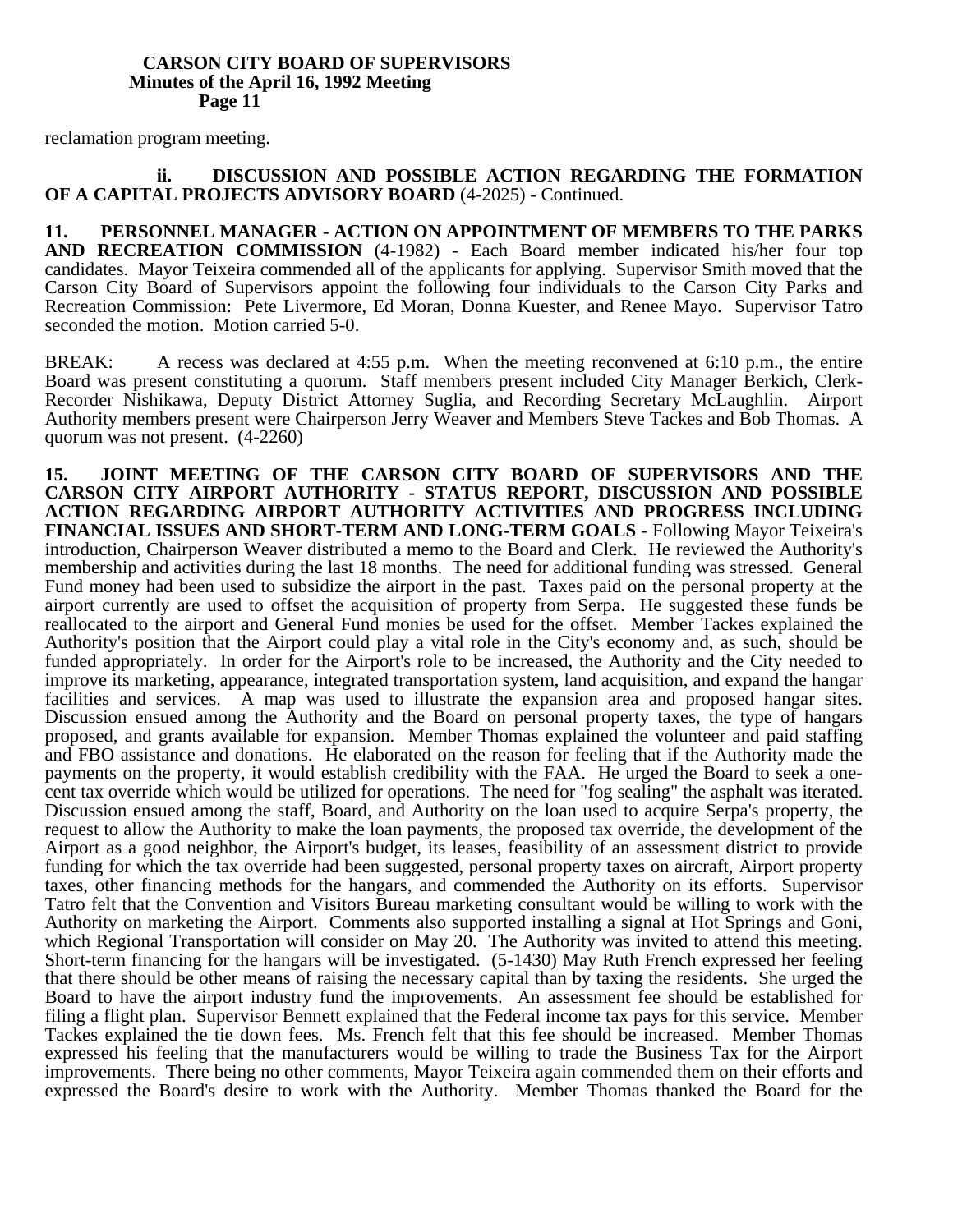reclamation program meeting.

**ii. DISCUSSION AND POSSIBLE ACTION REGARDING THE FORMATION OF A CAPITAL PROJECTS ADVISORY BOARD** (4-2025) - Continued.

**11. PERSONNEL MANAGER - ACTION ON APPOINTMENT OF MEMBERS TO THE PARKS AND RECREATION COMMISSION** (4-1982) - Each Board member indicated his/her four top candidates. Mayor Teixeira commended all of the applicants for applying. Supervisor Smith moved that the Carson City Board of Supervisors appoint the following four individuals to the Carson City Parks and Recreation Commission: Pete Livermore, Ed Moran, Donna Kuester, and Renee Mayo. Supervisor Tatro seconded the motion. Motion carried 5-0.

BREAK: A recess was declared at 4:55 p.m. When the meeting reconvened at 6:10 p.m., the entire Board was present constituting a quorum. Staff members present included City Manager Berkich, Clerk-Recorder Nishikawa, Deputy District Attorney Suglia, and Recording Secretary McLaughlin. Airport Authority members present were Chairperson Jerry Weaver and Members Steve Tackes and Bob Thomas. A quorum was not present. (4-2260)

**15. JOINT MEETING OF THE CARSON CITY BOARD OF SUPERVISORS AND THE CARSON CITY AIRPORT AUTHORITY - STATUS REPORT, DISCUSSION AND POSSIBLE ACTION REGARDING AIRPORT AUTHORITY ACTIVITIES AND PROGRESS INCLUDING FINANCIAL ISSUES AND SHORT-TERM AND LONG-TERM GOALS** - Following Mayor Teixeira's introduction, Chairperson Weaver distributed a memo to the Board and Clerk. He reviewed the Authority's membership and activities during the last 18 months. The need for additional funding was stressed. General Fund money had been used to subsidize the airport in the past. Taxes paid on the personal property at the airport currently are used to offset the acquisition of property from Serpa. He suggested these funds be reallocated to the airport and General Fund monies be used for the offset. Member Tackes explained the Authority's position that the Airport could play a vital role in the City's economy and, as such, should be funded appropriately. In order for the Airport's role to be increased, the Authority and the City needed to improve its marketing, appearance, integrated transportation system, land acquisition, and expand the hangar facilities and services. A map was used to illustrate the expansion area and proposed hangar sites. Discussion ensued among the Authority and the Board on personal property taxes, the type of hangars proposed, and grants available for expansion. Member Thomas explained the volunteer and paid staffing and FBO assistance and donations. He elaborated on the reason for feeling that if the Authority made the payments on the property, it would establish credibility with the FAA. He urged the Board to seek a one-cent tax override which would be utilized for operations. The need for "fog sealing" the asphalt was iterated. Discussion ensued among the staff, Board, and Authority on the loan used to acquire Serpa's property, the request to allow the Authority to make the loan payments, the proposed tax override, the development of the Airport as a good neighbor, the Airport's budget, its leases, feasibility of an assessment district to provide funding for which the tax override had been suggested, personal property taxes on aircraft, Airport property taxes, other financing methods for the hangars, and commended the Authority on its efforts. Supervisor Tatro felt that the Convention and Visitors Bureau marketing consultant would be willing to work with the Authority on marketing the Airport. Comments also supported installing a signal at Hot Springs and Goni, which Regional Transportation will consider on May 20. The Authority was invited to attend this meeting. Short-term financing for the hangars will be investigated. (5-1430) May Ruth French expressed her feeling that there should be other means of raising the necessary capital than by taxing the residents. She urged the Board to have the airport industry fund the improvements. An assessment fee should be established for filing a flight plan. Supervisor Bennett explained that the Federal income tax pays for this service. Member Tackes explained the tie down fees. Ms. French felt that this fee should be increased. Member Thomas expressed his feeling that the manufacturers would be willing to trade the Business Tax for the Airport improvements. There being no other comments, Mayor Teixeira again commended them on their efforts and expressed the Board's desire to work with the Authority. Member Thomas thanked the Board for the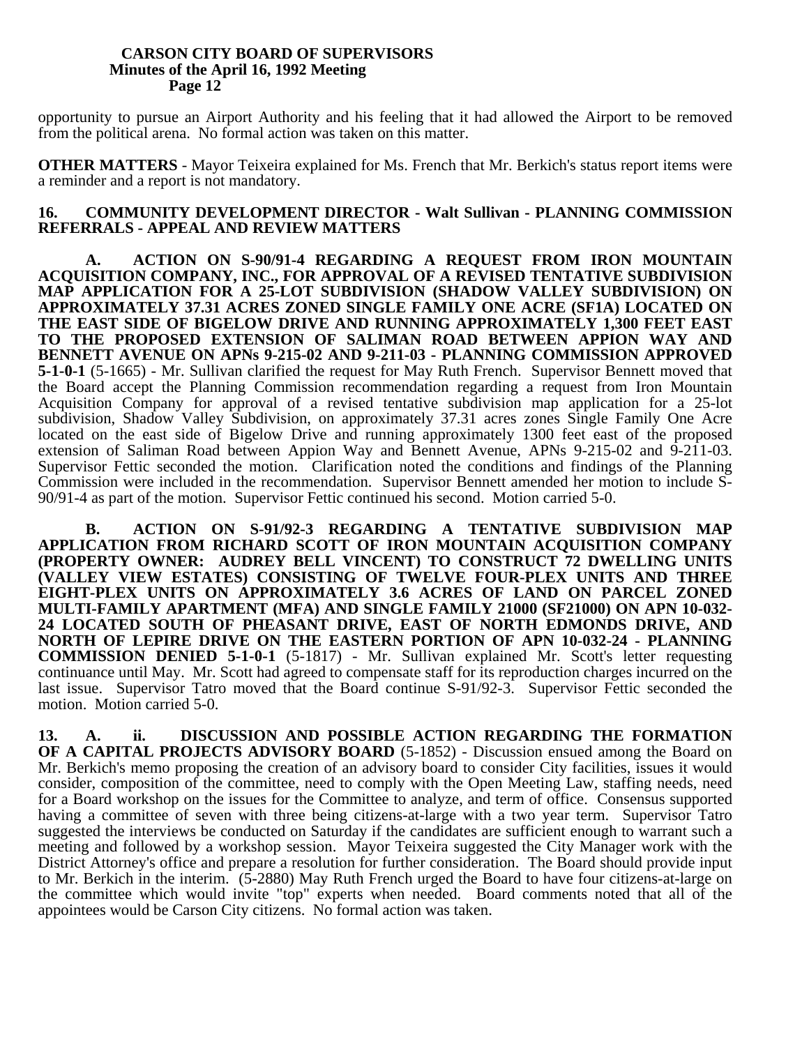opportunity to pursue an Airport Authority and his feeling that it had allowed the Airport to be removed from the political arena. No formal action was taken on this matter.

**OTHER MATTERS** - Mayor Teixeira explained for Ms. French that Mr. Berkich's status report items were a reminder and a report is not mandatory.

**16. COMMUNITY DEVELOPMENT DIRECTOR - Walt Sullivan - PLANNING COMMISSION REFERRALS - APPEAL AND REVIEW MATTERS**

**A. ACTION ON S-90/91-4 REGARDING A REQUEST FROM IRON MOUNTAIN ACQUISITION COMPANY, INC., FOR APPROVAL OF A REVISED TENTATIVE SUBDIVISION MAP APPLICATION FOR A 25-LOT SUBDIVISION (SHADOW VALLEY SUBDIVISION) ON APPROXIMATELY 37.31 ACRES ZONED SINGLE FAMILY ONE ACRE (SF1A) LOCATED ON THE EAST SIDE OF BIGELOW DRIVE AND RUNNING APPROXIMATELY 1,300 FEET EAST TO THE PROPOSED EXTENSION OF SALIMAN ROAD BETWEEN APPION WAY AND BENNETT AVENUE ON APNs 9-215-02 AND 9-211-03 - PLANNING COMMISSION APPROVED 5-1-0-1** (5-1665) - Mr. Sullivan clarified the request for May Ruth French. Supervisor Bennett moved that the Board accept the Planning Commission recommendation regarding a request from Iron Mountain Acquisition Company for approval of a revised tentative subdivision map application for a 25-lot subdivision, Shadow Valley Subdivision, on approximately 37.31 acres zones Single Family One Acre located on the east side of Bigelow Drive and running approximately 1300 feet east of the proposed extension of Saliman Road between Appion Way and Bennett Avenue, APNs 9-215-02 and 9-211-03. Supervisor Fettic seconded the motion. Clarification noted the conditions and findings of the Planning Commission were included in the recommendation. Supervisor Bennett amended her motion to include S-90/91-4 as part of the motion. Supervisor Fettic continued his second. Motion carried 5-0.

**B. ACTION ON S-91/92-3 REGARDING A TENTATIVE SUBDIVISION MAP APPLICATION FROM RICHARD SCOTT OF IRON MOUNTAIN ACQUISITION COMPANY (PROPERTY OWNER: AUDREY BELL VINCENT) TO CONSTRUCT 72 DWELLING UNITS (VALLEY VIEW ESTATES) CONSISTING OF TWELVE FOUR-PLEX UNITS AND THREE EIGHT-PLEX UNITS ON APPROXIMATELY 3.6 ACRES OF LAND ON PARCEL ZONED MULTI-FAMILY APARTMENT (MFA) AND SINGLE FAMILY 21000 (SF21000) ON APN 10-032-24 LOCATED SOUTH OF PHEASANT DRIVE, EAST OF NORTH EDMONDS DRIVE, AND NORTH OF LEPIRE DRIVE ON THE EASTERN PORTION OF APN 10-032-24 - PLANNING COMMISSION DENIED 5-1-0-1** (5-1817) - Mr. Sullivan explained Mr. Scott's letter requesting continuance until May. Mr. Scott had agreed to compensate staff for its reproduction charges incurred on the last issue. Supervisor Tatro moved that the Board continue S-91/92-3. Supervisor Fettic seconded the motion. Motion carried 5-0.

**13. A. ii. DISCUSSION AND POSSIBLE ACTION REGARDING THE FORMATION OF A CAPITAL PROJECTS ADVISORY BOARD** (5-1852) - Discussion ensued among the Board on Mr. Berkich's memo proposing the creation of an advisory board to consider City facilities, issues it would consider, composition of the committee, need to comply with the Open Meeting Law, staffing needs, need for a Board workshop on the issues for the Committee to analyze, and term of office. Consensus supported having a committee of seven with three being citizens-at-large with a two year term. Supervisor Tatro suggested the interviews be conducted on Saturday if the candidates are sufficient enough to warrant such a meeting and followed by a workshop session. Mayor Teixeira suggested the City Manager work with the District Attorney's office and prepare a resolution for further consideration. The Board should provide input to Mr. Berkich in the interim. (5-2880) May Ruth French urged the Board to have four citizens-at-large on the committee which would invite "top" experts when needed. Board comments noted that all of the appointees would be Carson City citizens. No formal action was taken.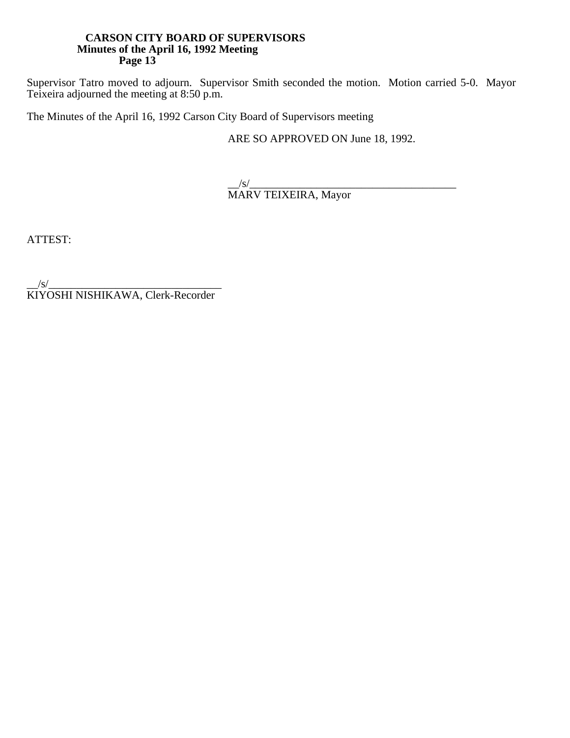Supervisor Tatro moved to adjourn. Supervisor Smith seconded the motion. Motion carried 5-0. Mayor Teixeira adjourned the meeting at 8:50 p.m.

The Minutes of the April 16, 1992 Carson City Board of Supervisors meeting

ARE SO APPROVED ON June 18, 1992.

__/s/_______________________________________
MARV TEIXEIRA, Mayor

ATTEST:

__/s/_______________________________
KIYOSHI NISHIKAWA, Clerk-Recorder